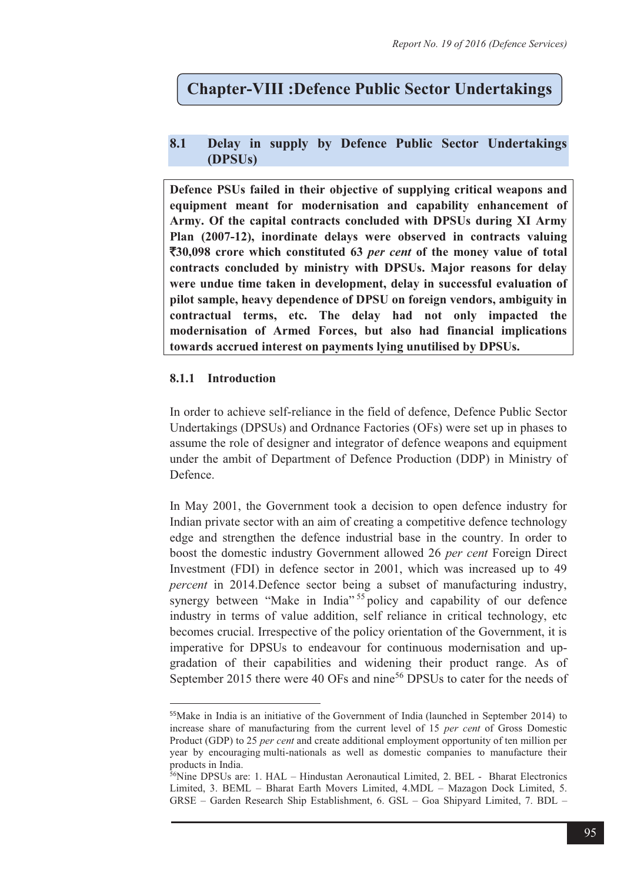# Chapter-VIII :Defence Public Sector Undertakings

## 8.1 Delay in supply by Defence Public Sector Undertakings (DPSUs)

**Defence PSUs failed in their objective of supplying critical weapons and equipment meant for modernisation and capability enhancement of Army. Of the capital contracts concluded with DPSUs during XI Army Plan (2007-12), inordinate delays were observed in contracts valuing ₹30,098 crore which constituted 63 *per cent* of the money value of total contracts concluded by ministry with DPSUs. Major reasons for delay were undue time taken in development, delay in successful evaluation of pilot sample, heavy dependence of DPSU on foreign vendors, ambiguity in contractual terms, etc. The delay had not only impacted the modernisation of Armed Forces, but also had financial implications towards accrued interest on payments lying unutilised by DPSUs.**

### 8.1.1 Introduction

In order to achieve self-reliance in the field of defence, Defence Public Sector Undertakings (DPSUs) and Ordnance Factories (OFs) were set up in phases to assume the role of designer and integrator of defence weapons and equipment under the ambit of Department of Defence Production (DDP) in Ministry of Defence.

In May 2001, the Government took a decision to open defence industry for Indian private sector with an aim of creating a competitive defence technology edge and strengthen the defence industrial base in the country. In order to boost the domestic industry Government allowed 26 *per cent* Foreign Direct Investment (FDI) in defence sector in 2001, which was increased up to 49 *percent* in 2014.Defence sector being a subset of manufacturing industry, synergy between "Make in India"[55] policy and capability of our defence industry in terms of value addition, self reliance in critical technology, etc becomes crucial. Irrespective of the policy orientation of the Government, it is imperative for DPSUs to endeavour for continuous modernisation and up-gradation of their capabilities and widening their product range. As of September 2015 there were 40 OFs and nine[56] DPSUs to cater for the needs of

---

[55] Make in India is an initiative of the Government of India (launched in September 2014) to increase share of manufacturing from the current level of 15 *per cent* of Gross Domestic Product (GDP) to 25 *per cent* and create additional employment opportunity of ten million per year by encouraging multi-nationals as well as domestic companies to manufacture their products in India.

[56] Nine DPSUs are: 1. HAL – Hindustan Aeronautical Limited, 2. BEL - Bharat Electronics Limited, 3. BEML – Bharat Earth Movers Limited, 4.MDL – Mazagon Dock Limited, 5. GRSE – Garden Research Ship Establishment, 6. GSL – Goa Shipyard Limited, 7. BDL –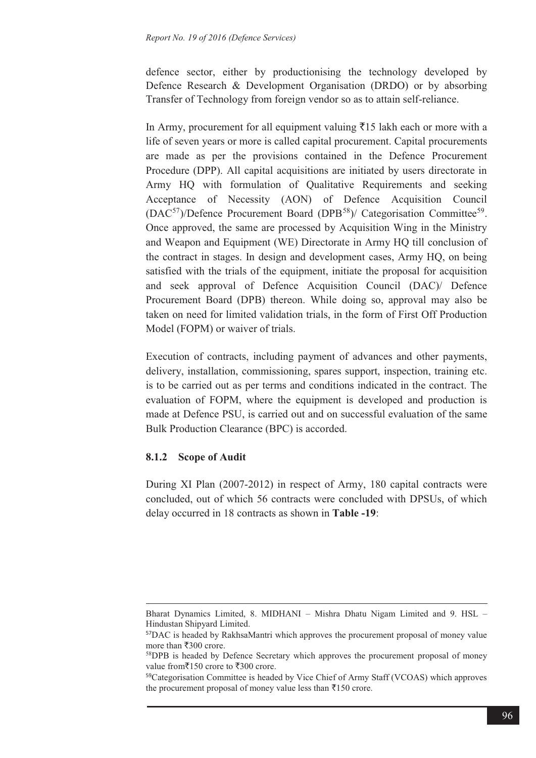defence sector, either by productionising the technology developed by Defence Research & Development Organisation (DRDO) or by absorbing Transfer of Technology from foreign vendor so as to attain self-reliance.

In Army, procurement for all equipment valuing ₹15 lakh each or more with a life of seven years or more is called capital procurement. Capital procurements are made as per the provisions contained in the Defence Procurement Procedure (DPP). All capital acquisitions are initiated by users directorate in Army HQ with formulation of Qualitative Requirements and seeking Acceptance of Necessity (AON) of Defence Acquisition Council (DAC[57])/Defence Procurement Board (DPB[58])/ Categorisation Committee[59]. Once approved, the same are processed by Acquisition Wing in the Ministry and Weapon and Equipment (WE) Directorate in Army HQ till conclusion of the contract in stages. In design and development cases, Army HQ, on being satisfied with the trials of the equipment, initiate the proposal for acquisition and seek approval of Defence Acquisition Council (DAC)/ Defence Procurement Board (DPB) thereon. While doing so, approval may also be taken on need for limited validation trials, in the form of First Off Production Model (FOPM) or waiver of trials.

Execution of contracts, including payment of advances and other payments, delivery, installation, commissioning, spares support, inspection, training etc. is to be carried out as per terms and conditions indicated in the contract. The evaluation of FOPM, where the equipment is developed and production is made at Defence PSU, is carried out and on successful evaluation of the same Bulk Production Clearance (BPC) is accorded.

### 8.1.2 Scope of Audit

During XI Plan (2007-2012) in respect of Army, 180 capital contracts were concluded, out of which 56 contracts were concluded with DPSUs, of which delay occurred in 18 contracts as shown in **Table -19**:

---

Bharat Dynamics Limited, 8. MIDHANI – Mishra Dhatu Nigam Limited and 9. HSL – Hindustan Shipyard Limited.

[57] DAC is headed by RakhsaMantri which approves the procurement proposal of money value more than ₹300 crore.

[58] DPB is headed by Defence Secretary which approves the procurement proposal of money value from₹150 crore to ₹300 crore.

[59] Categorisation Committee is headed by Vice Chief of Army Staff (VCOAS) which approves the procurement proposal of money value less than ₹150 crore.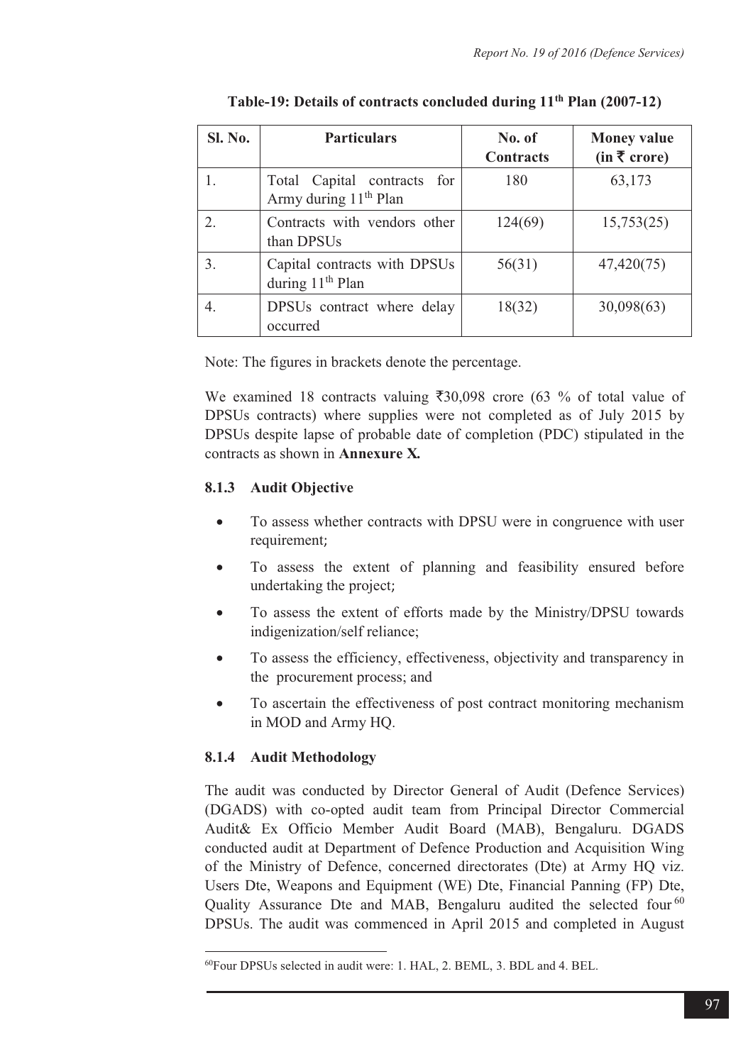**Table-19: Details of contracts concluded during 11th Plan (2007-12)**

| Sl. No. | Particulars | No. of Contracts | Money value (in ₹ crore) |
|---|---|---|---|
| 1. | Total Capital contracts for Army during 11th Plan | 180 | 63,173 |
| 2. | Contracts with vendors other than DPSUs | 124(69) | 15,753(25) |
| 3. | Capital contracts with DPSUs during 11th Plan | 56(31) | 47,420(75) |
| 4. | DPSUs contract where delay occurred | 18(32) | 30,098(63) |

Note: The figures in brackets denote the percentage.

We examined 18 contracts valuing ₹30,098 crore (63 % of total value of DPSUs contracts) where supplies were not completed as of July 2015 by DPSUs despite lapse of probable date of completion (PDC) stipulated in the contracts as shown in **Annexure X.**

### 8.1.3 Audit Objective

- To assess whether contracts with DPSU were in congruence with user requirement;
- To assess the extent of planning and feasibility ensured before undertaking the project;
- To assess the extent of efforts made by the Ministry/DPSU towards indigenization/self reliance;
- To assess the efficiency, effectiveness, objectivity and transparency in the procurement process; and
- To ascertain the effectiveness of post contract monitoring mechanism in MOD and Army HQ.

### 8.1.4 Audit Methodology

The audit was conducted by Director General of Audit (Defence Services) (DGADS) with co-opted audit team from Principal Director Commercial Audit& Ex Officio Member Audit Board (MAB), Bengaluru. DGADS conducted audit at Department of Defence Production and Acquisition Wing of the Ministry of Defence, concerned directorates (Dte) at Army HQ viz. Users Dte, Weapons and Equipment (WE) Dte, Financial Panning (FP) Dte, Quality Assurance Dte and MAB, Bengaluru audited the selected four[60] DPSUs. The audit was commenced in April 2015 and completed in August

[60]Four DPSUs selected in audit were: 1. HAL, 2. BEML, 3. BDL and 4. BEL.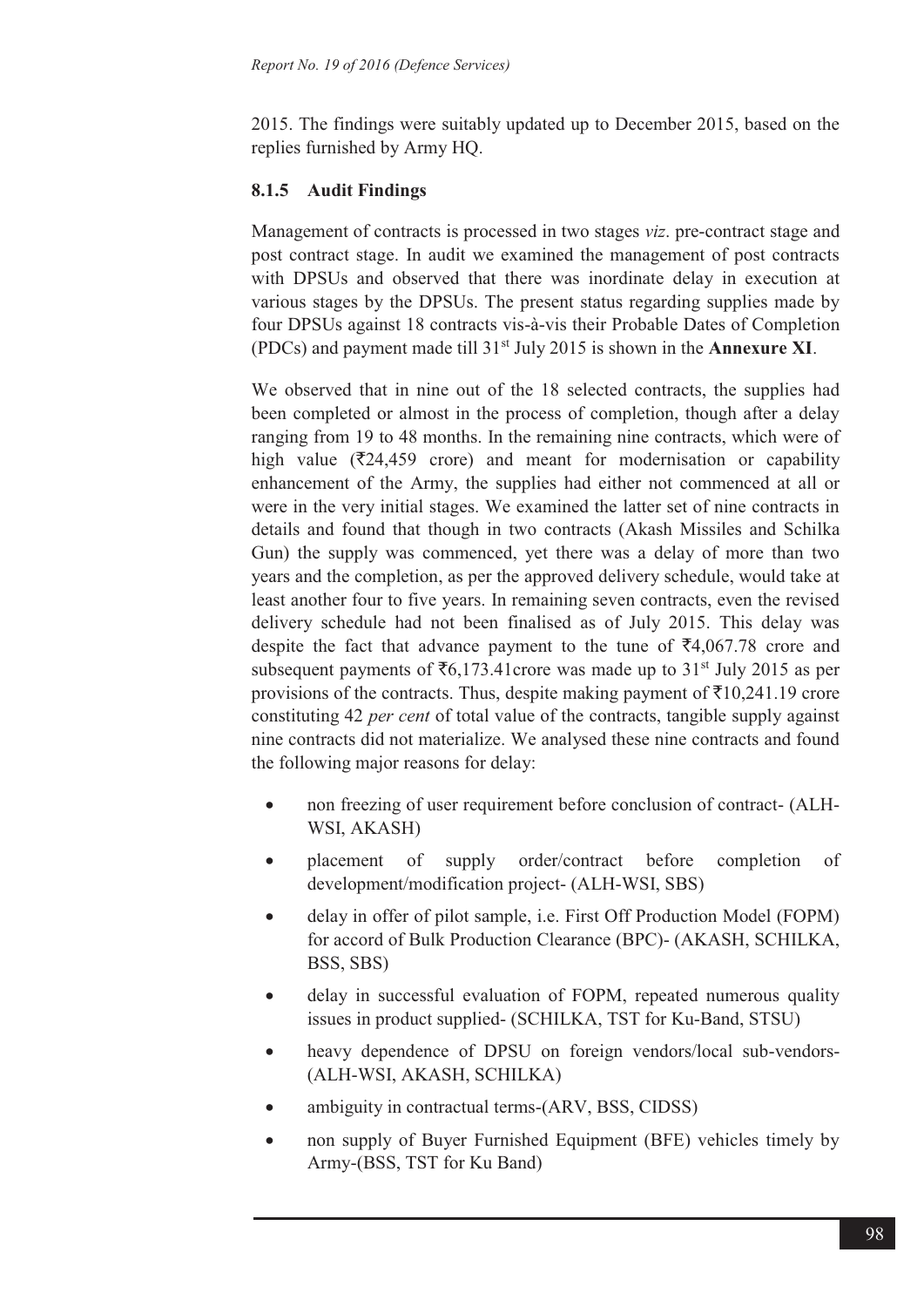2015. The findings were suitably updated up to December 2015, based on the replies furnished by Army HQ.

### 8.1.5 Audit Findings

Management of contracts is processed in two stages *viz*. pre-contract stage and post contract stage. In audit we examined the management of post contracts with DPSUs and observed that there was inordinate delay in execution at various stages by the DPSUs. The present status regarding supplies made by four DPSUs against 18 contracts vis-à-vis their Probable Dates of Completion (PDCs) and payment made till 31st July 2015 is shown in the **Annexure XI**.

We observed that in nine out of the 18 selected contracts, the supplies had been completed or almost in the process of completion, though after a delay ranging from 19 to 48 months. In the remaining nine contracts, which were of high value (₹24,459 crore) and meant for modernisation or capability enhancement of the Army, the supplies had either not commenced at all or were in the very initial stages. We examined the latter set of nine contracts in details and found that though in two contracts (Akash Missiles and Schilka Gun) the supply was commenced, yet there was a delay of more than two years and the completion, as per the approved delivery schedule, would take at least another four to five years. In remaining seven contracts, even the revised delivery schedule had not been finalised as of July 2015. This delay was despite the fact that advance payment to the tune of ₹4,067.78 crore and subsequent payments of ₹6,173.41crore was made up to 31st July 2015 as per provisions of the contracts. Thus, despite making payment of ₹10,241.19 crore constituting 42 *per cent* of total value of the contracts, tangible supply against nine contracts did not materialize. We analysed these nine contracts and found the following major reasons for delay:

- non freezing of user requirement before conclusion of contract- (ALH-WSI, AKASH)
- placement of supply order/contract before completion of development/modification project- (ALH-WSI, SBS)
- delay in offer of pilot sample, i.e. First Off Production Model (FOPM) for accord of Bulk Production Clearance (BPC)- (AKASH, SCHILKA, BSS, SBS)
- delay in successful evaluation of FOPM, repeated numerous quality issues in product supplied- (SCHILKA, TST for Ku-Band, STSU)
- heavy dependence of DPSU on foreign vendors/local sub-vendors- (ALH-WSI, AKASH, SCHILKA)
- ambiguity in contractual terms-(ARV, BSS, CIDSS)
- non supply of Buyer Furnished Equipment (BFE) vehicles timely by Army-(BSS, TST for Ku Band)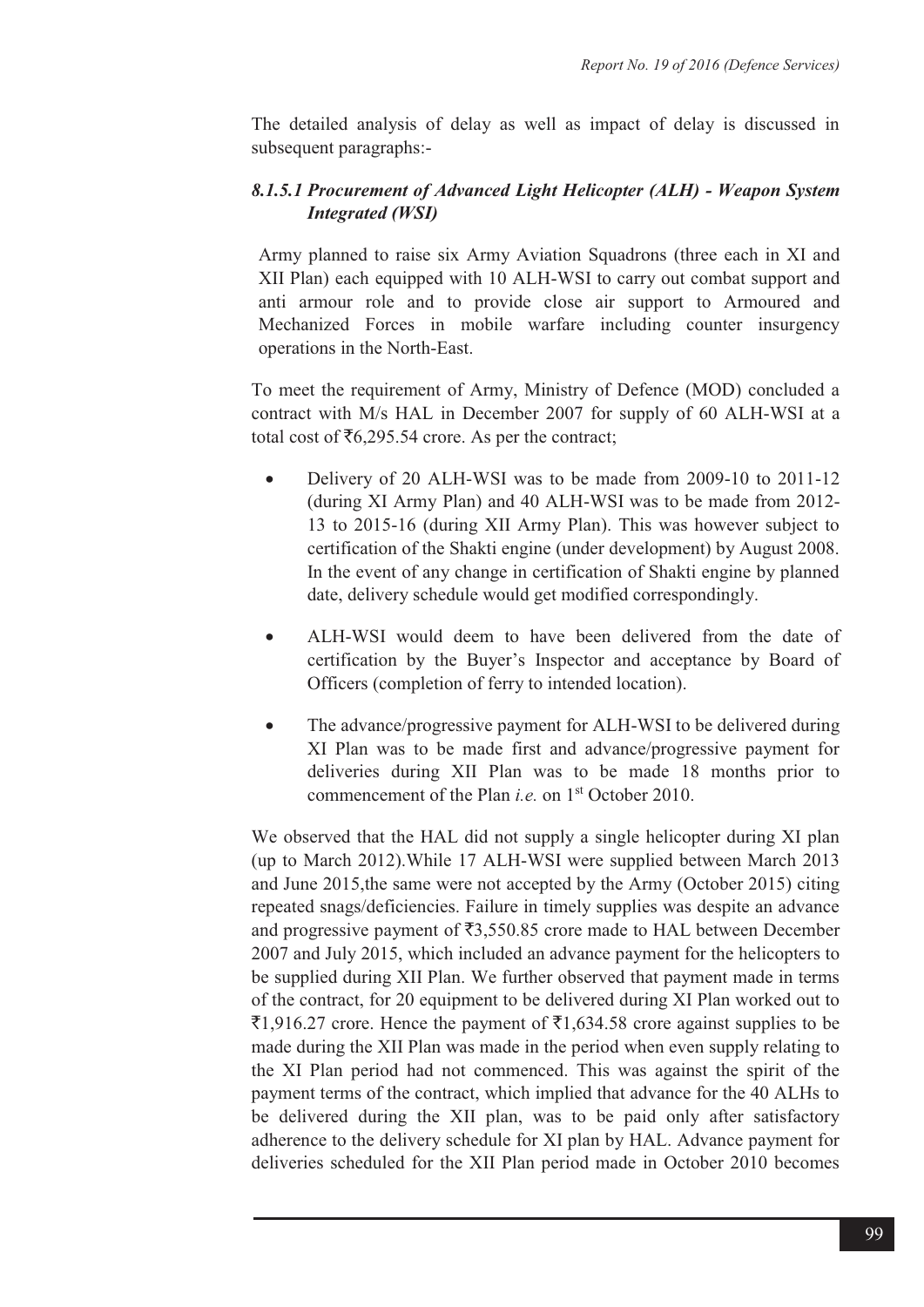The detailed analysis of delay as well as impact of delay is discussed in subsequent paragraphs:-

### *8.1.5.1 Procurement of Advanced Light Helicopter (ALH) - Weapon System Integrated (WSI)*

Army planned to raise six Army Aviation Squadrons (three each in XI and XII Plan) each equipped with 10 ALH-WSI to carry out combat support and anti armour role and to provide close air support to Armoured and Mechanized Forces in mobile warfare including counter insurgency operations in the North-East.

To meet the requirement of Army, Ministry of Defence (MOD) concluded a contract with M/s HAL in December 2007 for supply of 60 ALH-WSI at a total cost of ₹6,295.54 crore. As per the contract;

- Delivery of 20 ALH-WSI was to be made from 2009-10 to 2011-12 (during XI Army Plan) and 40 ALH-WSI was to be made from 2012-13 to 2015-16 (during XII Army Plan). This was however subject to certification of the Shakti engine (under development) by August 2008. In the event of any change in certification of Shakti engine by planned date, delivery schedule would get modified correspondingly.
- ALH-WSI would deem to have been delivered from the date of certification by the Buyer's Inspector and acceptance by Board of Officers (completion of ferry to intended location).
- The advance/progressive payment for ALH-WSI to be delivered during XI Plan was to be made first and advance/progressive payment for deliveries during XII Plan was to be made 18 months prior to commencement of the Plan *i.e.* on 1st October 2010.

We observed that the HAL did not supply a single helicopter during XI plan (up to March 2012).While 17 ALH-WSI were supplied between March 2013 and June 2015,the same were not accepted by the Army (October 2015) citing repeated snags/deficiencies. Failure in timely supplies was despite an advance and progressive payment of ₹3,550.85 crore made to HAL between December 2007 and July 2015, which included an advance payment for the helicopters to be supplied during XII Plan. We further observed that payment made in terms of the contract, for 20 equipment to be delivered during XI Plan worked out to ₹1,916.27 crore. Hence the payment of ₹1,634.58 crore against supplies to be made during the XII Plan was made in the period when even supply relating to the XI Plan period had not commenced. This was against the spirit of the payment terms of the contract, which implied that advance for the 40 ALHs to be delivered during the XII plan, was to be paid only after satisfactory adherence to the delivery schedule for XI plan by HAL. Advance payment for deliveries scheduled for the XII Plan period made in October 2010 becomes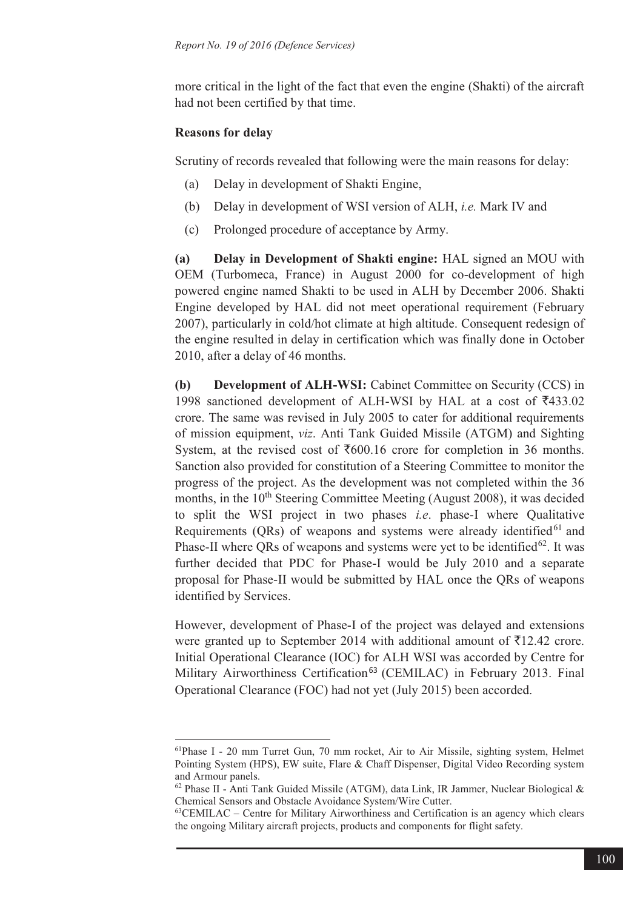more critical in the light of the fact that even the engine (Shakti) of the aircraft had not been certified by that time.

**Reasons for delay**

Scrutiny of records revealed that following were the main reasons for delay:

(a) Delay in development of Shakti Engine,

(b) Delay in development of WSI version of ALH, *i.e.* Mark IV and

(c) Prolonged procedure of acceptance by Army.

**(a) Delay in Development of Shakti engine:** HAL signed an MOU with OEM (Turbomeca, France) in August 2000 for co-development of high powered engine named Shakti to be used in ALH by December 2006. Shakti Engine developed by HAL did not meet operational requirement (February 2007), particularly in cold/hot climate at high altitude. Consequent redesign of the engine resulted in delay in certification which was finally done in October 2010, after a delay of 46 months.

**(b) Development of ALH-WSI:** Cabinet Committee on Security (CCS) in 1998 sanctioned development of ALH-WSI by HAL at a cost of ₹433.02 crore. The same was revised in July 2005 to cater for additional requirements of mission equipment, *viz*. Anti Tank Guided Missile (ATGM) and Sighting System, at the revised cost of ₹600.16 crore for completion in 36 months. Sanction also provided for constitution of a Steering Committee to monitor the progress of the project. As the development was not completed within the 36 months, in the 10th Steering Committee Meeting (August 2008), it was decided to split the WSI project in two phases *i.e*. phase-I where Qualitative Requirements (QRs) of weapons and systems were already identified[61] and Phase-II where QRs of weapons and systems were yet to be identified[62]. It was further decided that PDC for Phase-I would be July 2010 and a separate proposal for Phase-II would be submitted by HAL once the QRs of weapons identified by Services.

However, development of Phase-I of the project was delayed and extensions were granted up to September 2014 with additional amount of ₹12.42 crore. Initial Operational Clearance (IOC) for ALH WSI was accorded by Centre for Military Airworthiness Certification[63] (CEMILAC) in February 2013. Final Operational Clearance (FOC) had not yet (July 2015) been accorded.

---

[61] Phase I - 20 mm Turret Gun, 70 mm rocket, Air to Air Missile, sighting system, Helmet Pointing System (HPS), EW suite, Flare & Chaff Dispenser, Digital Video Recording system and Armour panels.

[62] Phase II - Anti Tank Guided Missile (ATGM), data Link, IR Jammer, Nuclear Biological & Chemical Sensors and Obstacle Avoidance System/Wire Cutter.

[63] CEMILAC – Centre for Military Airworthiness and Certification is an agency which clears the ongoing Military aircraft projects, products and components for flight safety.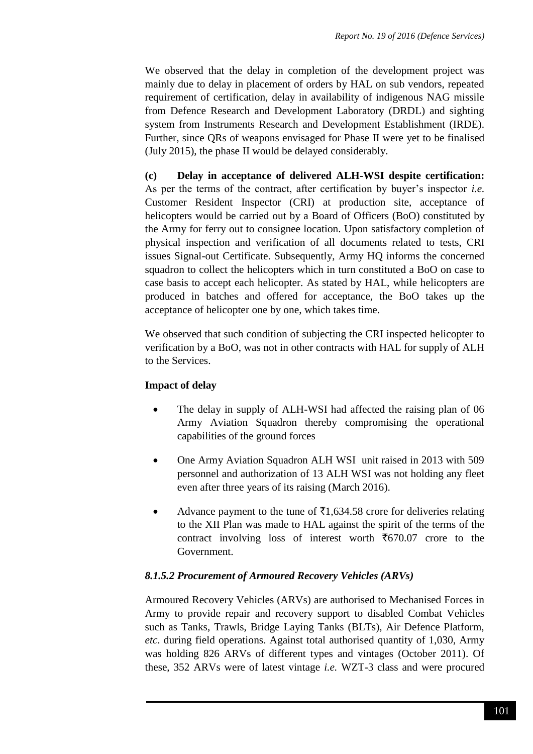We observed that the delay in completion of the development project was mainly due to delay in placement of orders by HAL on sub vendors, repeated requirement of certification, delay in availability of indigenous NAG missile from Defence Research and Development Laboratory (DRDL) and sighting system from Instruments Research and Development Establishment (IRDE). Further, since QRs of weapons envisaged for Phase II were yet to be finalised (July 2015), the phase II would be delayed considerably.

**(c) Delay in acceptance of delivered ALH-WSI despite certification:** As per the terms of the contract, after certification by buyer's inspector *i.e.* Customer Resident Inspector (CRI) at production site, acceptance of helicopters would be carried out by a Board of Officers (BoO) constituted by the Army for ferry out to consignee location. Upon satisfactory completion of physical inspection and verification of all documents related to tests, CRI issues Signal-out Certificate. Subsequently, Army HQ informs the concerned squadron to collect the helicopters which in turn constituted a BoO on case to case basis to accept each helicopter. As stated by HAL, while helicopters are produced in batches and offered for acceptance, the BoO takes up the acceptance of helicopter one by one, which takes time.

We observed that such condition of subjecting the CRI inspected helicopter to verification by a BoO, was not in other contracts with HAL for supply of ALH to the Services.

**Impact of delay**

- The delay in supply of ALH-WSI had affected the raising plan of 06 Army Aviation Squadron thereby compromising the operational capabilities of the ground forces
- One Army Aviation Squadron ALH WSI unit raised in 2013 with 509 personnel and authorization of 13 ALH WSI was not holding any fleet even after three years of its raising (March 2016).
- Advance payment to the tune of ₹1,634.58 crore for deliveries relating to the XII Plan was made to HAL against the spirit of the terms of the contract involving loss of interest worth ₹670.07 crore to the Government.

### *8.1.5.2 Procurement of Armoured Recovery Vehicles (ARVs)*

Armoured Recovery Vehicles (ARVs) are authorised to Mechanised Forces in Army to provide repair and recovery support to disabled Combat Vehicles such as Tanks, Trawls, Bridge Laying Tanks (BLTs), Air Defence Platform, *etc.* during field operations. Against total authorised quantity of 1,030, Army was holding 826 ARVs of different types and vintages (October 2011). Of these, 352 ARVs were of latest vintage *i.e.* WZT-3 class and were procured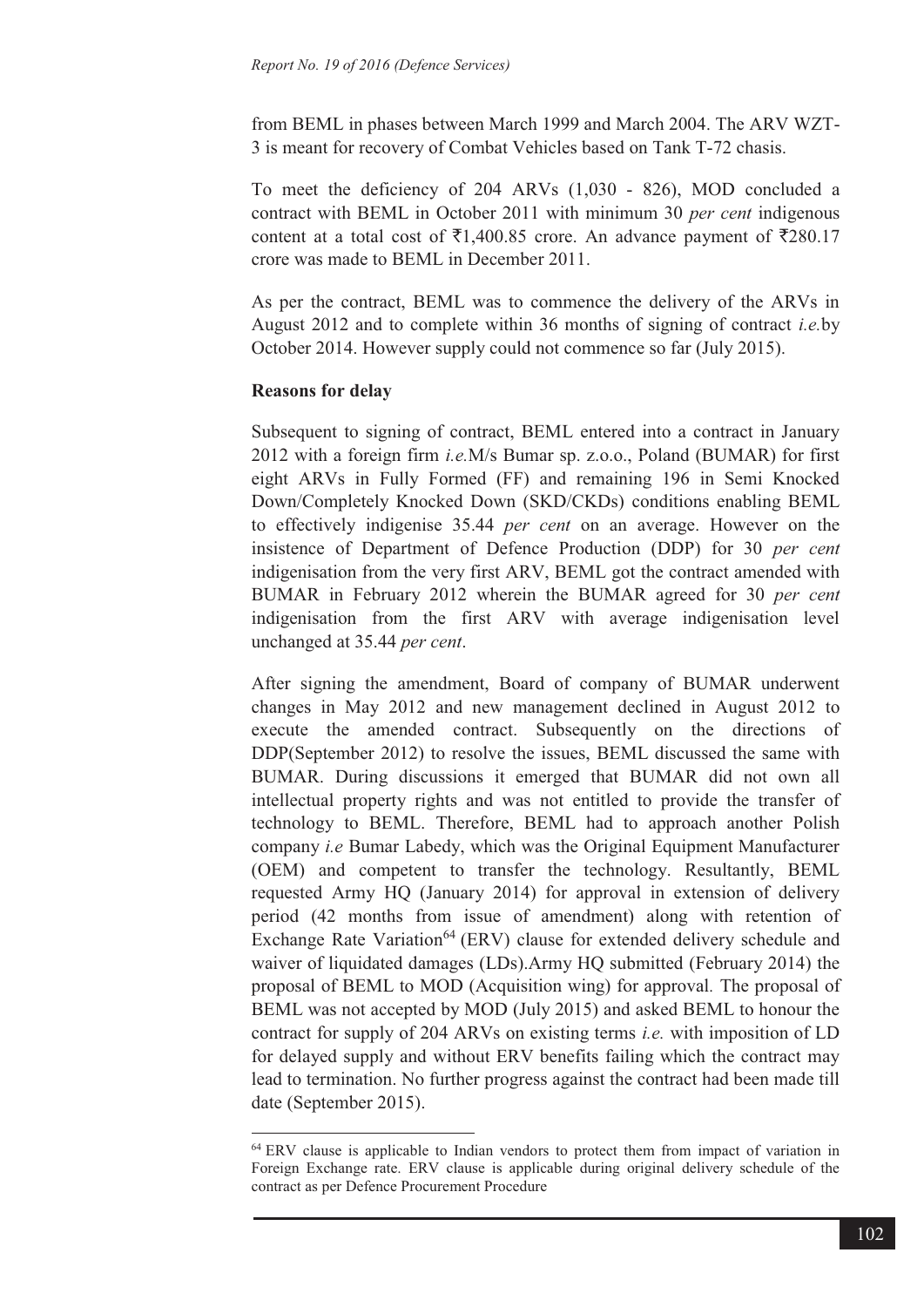from BEML in phases between March 1999 and March 2004. The ARV WZT-3 is meant for recovery of Combat Vehicles based on Tank T-72 chasis.

To meet the deficiency of 204 ARVs (1,030 - 826), MOD concluded a contract with BEML in October 2011 with minimum 30 *per cent* indigenous content at a total cost of ₹1,400.85 crore. An advance payment of ₹280.17 crore was made to BEML in December 2011.

As per the contract, BEML was to commence the delivery of the ARVs in August 2012 and to complete within 36 months of signing of contract *i.e.* by October 2014. However supply could not commence so far (July 2015).

**Reasons for delay**

Subsequent to signing of contract, BEML entered into a contract in January 2012 with a foreign firm *i.e.* M/s Bumar sp. z.o.o., Poland (BUMAR) for first eight ARVs in Fully Formed (FF) and remaining 196 in Semi Knocked Down/Completely Knocked Down (SKD/CKDs) conditions enabling BEML to effectively indigenise 35.44 *per cent* on an average. However on the insistence of Department of Defence Production (DDP) for 30 *per cent* indigenisation from the very first ARV, BEML got the contract amended with BUMAR in February 2012 wherein the BUMAR agreed for 30 *per cent* indigenisation from the first ARV with average indigenisation level unchanged at 35.44 *per cent*.

After signing the amendment, Board of company of BUMAR underwent changes in May 2012 and new management declined in August 2012 to execute the amended contract. Subsequently on the directions of DDP(September 2012) to resolve the issues, BEML discussed the same with BUMAR. During discussions it emerged that BUMAR did not own all intellectual property rights and was not entitled to provide the transfer of technology to BEML. Therefore, BEML had to approach another Polish company *i.e* Bumar Labedy, which was the Original Equipment Manufacturer (OEM) and competent to transfer the technology. Resultantly, BEML requested Army HQ (January 2014) for approval in extension of delivery period (42 months from issue of amendment) along with retention of Exchange Rate Variation[64] (ERV) clause for extended delivery schedule and waiver of liquidated damages (LDs). Army HQ submitted (February 2014) the proposal of BEML to MOD (Acquisition wing) for approval. The proposal of BEML was not accepted by MOD (July 2015) and asked BEML to honour the contract for supply of 204 ARVs on existing terms *i.e.* with imposition of LD for delayed supply and without ERV benefits failing which the contract may lead to termination. No further progress against the contract had been made till date (September 2015).

[64] ERV clause is applicable to Indian vendors to protect them from impact of variation in Foreign Exchange rate. ERV clause is applicable during original delivery schedule of the contract as per Defence Procurement Procedure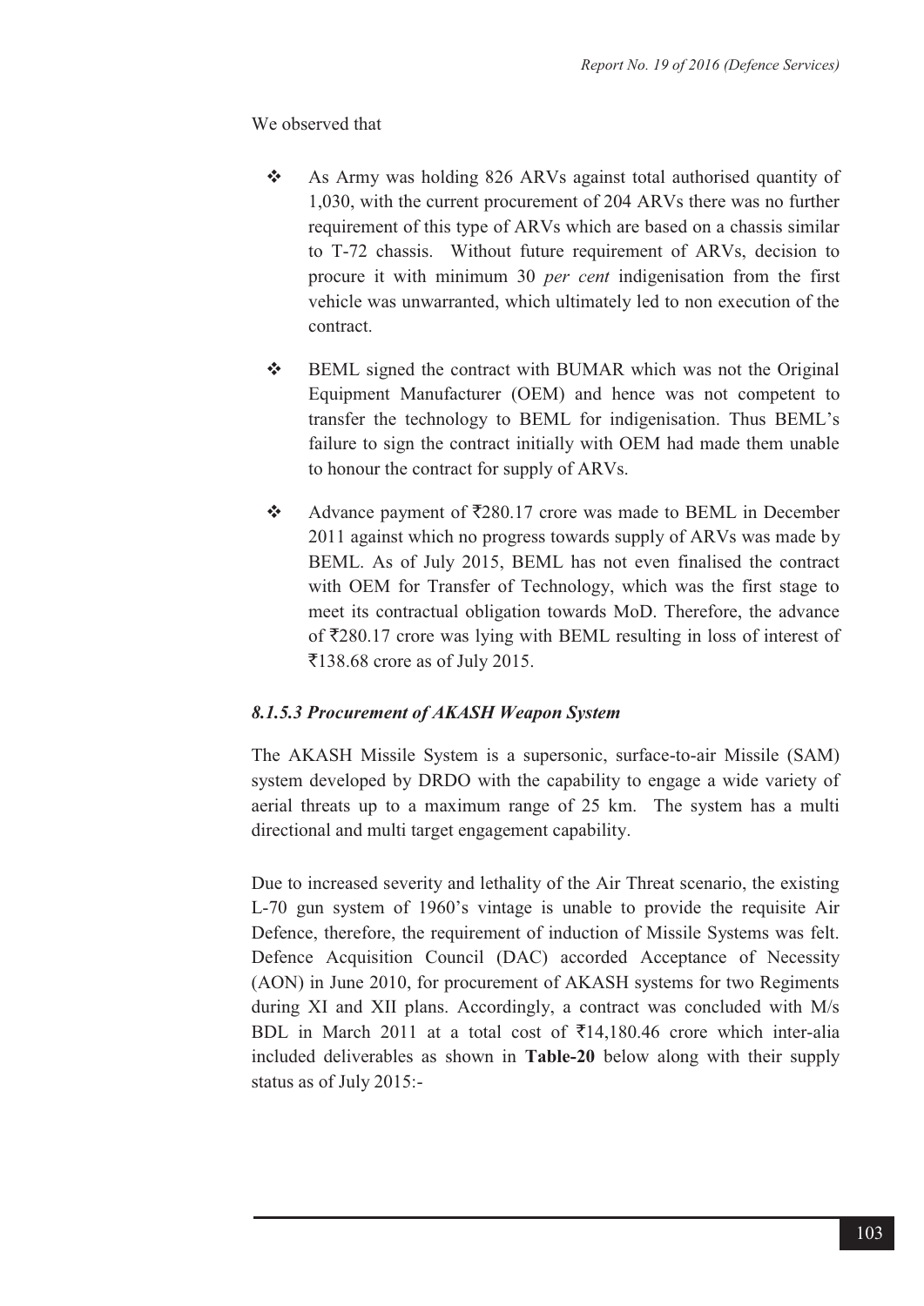We observed that

- As Army was holding 826 ARVs against total authorised quantity of 1,030, with the current procurement of 204 ARVs there was no further requirement of this type of ARVs which are based on a chassis similar to T-72 chassis. Without future requirement of ARVs, decision to procure it with minimum 30 *per cent* indigenisation from the first vehicle was unwarranted, which ultimately led to non execution of the contract.

- BEML signed the contract with BUMAR which was not the Original Equipment Manufacturer (OEM) and hence was not competent to transfer the technology to BEML for indigenisation. Thus BEML's failure to sign the contract initially with OEM had made them unable to honour the contract for supply of ARVs.

- Advance payment of ₹280.17 crore was made to BEML in December 2011 against which no progress towards supply of ARVs was made by BEML. As of July 2015, BEML has not even finalised the contract with OEM for Transfer of Technology, which was the first stage to meet its contractual obligation towards MoD. Therefore, the advance of ₹280.17 crore was lying with BEML resulting in loss of interest of ₹138.68 crore as of July 2015.

#### *8.1.5.3 Procurement of AKASH Weapon System*

The AKASH Missile System is a supersonic, surface-to-air Missile (SAM) system developed by DRDO with the capability to engage a wide variety of aerial threats up to a maximum range of 25 km. The system has a multi directional and multi target engagement capability.

Due to increased severity and lethality of the Air Threat scenario, the existing L-70 gun system of 1960's vintage is unable to provide the requisite Air Defence, therefore, the requirement of induction of Missile Systems was felt. Defence Acquisition Council (DAC) accorded Acceptance of Necessity (AON) in June 2010, for procurement of AKASH systems for two Regiments during XI and XII plans. Accordingly, a contract was concluded with M/s BDL in March 2011 at a total cost of ₹14,180.46 crore which inter-alia included deliverables as shown in **Table-20** below along with their supply status as of July 2015:-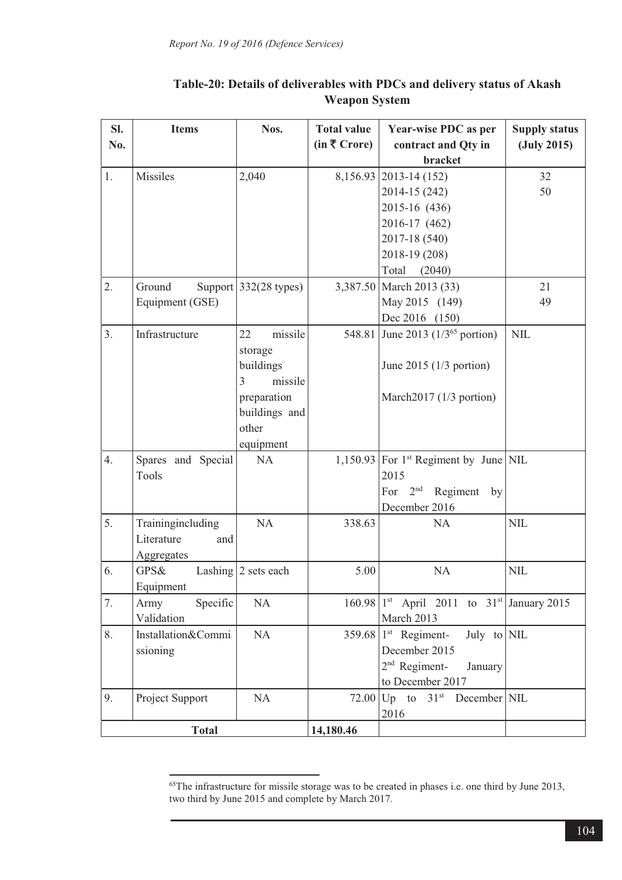**Table-20: Details of deliverables with PDCs and delivery status of Akash Weapon System**

| Sl. No. | Items | Nos. | Total value (in ₹ Crore) | Year-wise PDC as per contract and Qty in bracket | Supply status (July 2015) |
|---|---|---|---|---|---|
| 1. | Missiles | 2,040 | 8,156.93 | 2013-14 (152)<br>2014-15 (242)<br>2015-16 (436)<br>2016-17 (462)<br>2017-18 (540)<br>2018-19 (208)<br>Total (2040) | 32<br>50 |
| 2. | Ground Support Equipment (GSE) | 332(28 types) | 3,387.50 | March 2013 (33)<br>May 2015 (149)<br>Dec 2016 (150) | 21<br>49 |
| 3. | Infrastructure | 22 missile storage buildings<br>3 missile preparation buildings and other equipment | 548.81 | June 2013 (1/3[65] portion)<br>June 2015 (1/3 portion)<br>March2017 (1/3 portion) | NIL |
| 4. | Spares and Special Tools | NA | 1,150.93 | For 1st Regiment by June 2015<br>For 2nd Regiment by December 2016 | NIL |
| 5. | Trainingincluding Literature and Aggregates | NA | 338.63 | NA | NIL |
| 6. | GPS& Lashing Equipment | 2 sets each | 5.00 | NA | NIL |
| 7. | Army Specific Validation | NA | 160.98 | 1st April 2011 to 31st March 2013 | January 2015 |
| 8. | Installation&Commissioning | NA | 359.68 | 1st Regiment- July to December 2015<br>2nd Regiment- January to December 2017 | NIL |
| 9. | Project Support | NA | 72.00 | Up to 31st December 2016 | NIL |
| **Total** | | | **14,180.46** | | |

[65]The infrastructure for missile storage was to be created in phases i.e. one third by June 2013, two third by June 2015 and complete by March 2017.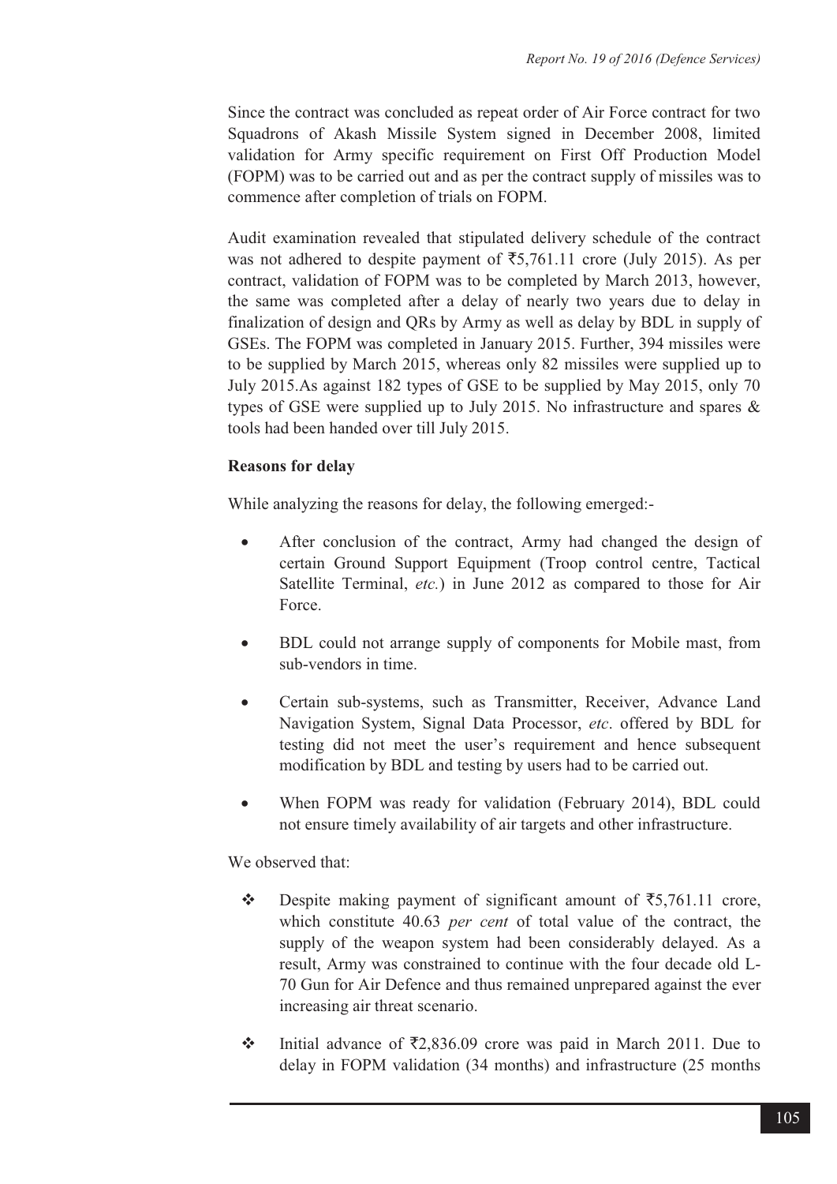Since the contract was concluded as repeat order of Air Force contract for two Squadrons of Akash Missile System signed in December 2008, limited validation for Army specific requirement on First Off Production Model (FOPM) was to be carried out and as per the contract supply of missiles was to commence after completion of trials on FOPM.

Audit examination revealed that stipulated delivery schedule of the contract was not adhered to despite payment of ₹5,761.11 crore (July 2015). As per contract, validation of FOPM was to be completed by March 2013, however, the same was completed after a delay of nearly two years due to delay in finalization of design and QRs by Army as well as delay by BDL in supply of GSEs. The FOPM was completed in January 2015. Further, 394 missiles were to be supplied by March 2015, whereas only 82 missiles were supplied up to July 2015.As against 182 types of GSE to be supplied by May 2015, only 70 types of GSE were supplied up to July 2015. No infrastructure and spares & tools had been handed over till July 2015.

**Reasons for delay**

While analyzing the reasons for delay, the following emerged:-

- After conclusion of the contract, Army had changed the design of certain Ground Support Equipment (Troop control centre, Tactical Satellite Terminal, *etc.*) in June 2012 as compared to those for Air Force.
- BDL could not arrange supply of components for Mobile mast, from sub-vendors in time.
- Certain sub-systems, such as Transmitter, Receiver, Advance Land Navigation System, Signal Data Processor, *etc*. offered by BDL for testing did not meet the user's requirement and hence subsequent modification by BDL and testing by users had to be carried out.
- When FOPM was ready for validation (February 2014), BDL could not ensure timely availability of air targets and other infrastructure.

We observed that:

- ❖ Despite making payment of significant amount of ₹5,761.11 crore, which constitute 40.63 *per cent* of total value of the contract, the supply of the weapon system had been considerably delayed. As a result, Army was constrained to continue with the four decade old L-70 Gun for Air Defence and thus remained unprepared against the ever increasing air threat scenario.
- ❖ Initial advance of ₹2,836.09 crore was paid in March 2011. Due to delay in FOPM validation (34 months) and infrastructure (25 months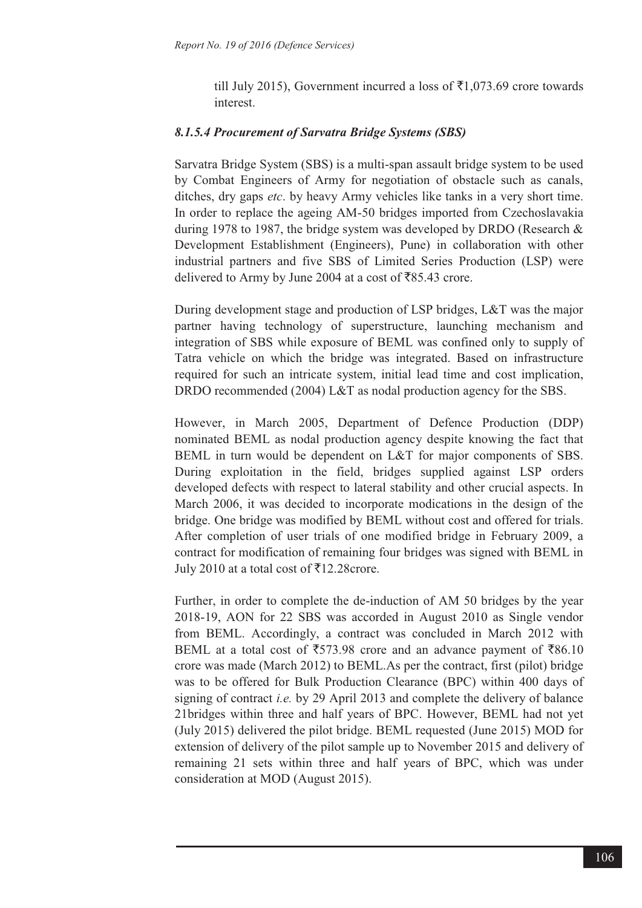till July 2015), Government incurred a loss of ₹1,073.69 crore towards interest.

### *8.1.5.4 Procurement of Sarvatra Bridge Systems (SBS)*

Sarvatra Bridge System (SBS) is a multi-span assault bridge system to be used by Combat Engineers of Army for negotiation of obstacle such as canals, ditches, dry gaps *etc*. by heavy Army vehicles like tanks in a very short time. In order to replace the ageing AM-50 bridges imported from Czechoslovakia during 1978 to 1987, the bridge system was developed by DRDO (Research & Development Establishment (Engineers), Pune) in collaboration with other industrial partners and five SBS of Limited Series Production (LSP) were delivered to Army by June 2004 at a cost of ₹85.43 crore.

During development stage and production of LSP bridges, L&T was the major partner having technology of superstructure, launching mechanism and integration of SBS while exposure of BEML was confined only to supply of Tatra vehicle on which the bridge was integrated. Based on infrastructure required for such an intricate system, initial lead time and cost implication, DRDO recommended (2004) L&T as nodal production agency for the SBS.

However, in March 2005, Department of Defence Production (DDP) nominated BEML as nodal production agency despite knowing the fact that BEML in turn would be dependent on L&T for major components of SBS. During exploitation in the field, bridges supplied against LSP orders developed defects with respect to lateral stability and other crucial aspects. In March 2006, it was decided to incorporate modications in the design of the bridge. One bridge was modified by BEML without cost and offered for trials. After completion of user trials of one modified bridge in February 2009, a contract for modification of remaining four bridges was signed with BEML in July 2010 at a total cost of ₹12.28crore.

Further, in order to complete the de-induction of AM 50 bridges by the year 2018-19, AON for 22 SBS was accorded in August 2010 as Single vendor from BEML. Accordingly, a contract was concluded in March 2012 with BEML at a total cost of ₹573.98 crore and an advance payment of ₹86.10 crore was made (March 2012) to BEML.As per the contract, first (pilot) bridge was to be offered for Bulk Production Clearance (BPC) within 400 days of signing of contract *i.e.* by 29 April 2013 and complete the delivery of balance 21bridges within three and half years of BPC. However, BEML had not yet (July 2015) delivered the pilot bridge. BEML requested (June 2015) MOD for extension of delivery of the pilot sample up to November 2015 and delivery of remaining 21 sets within three and half years of BPC, which was under consideration at MOD (August 2015).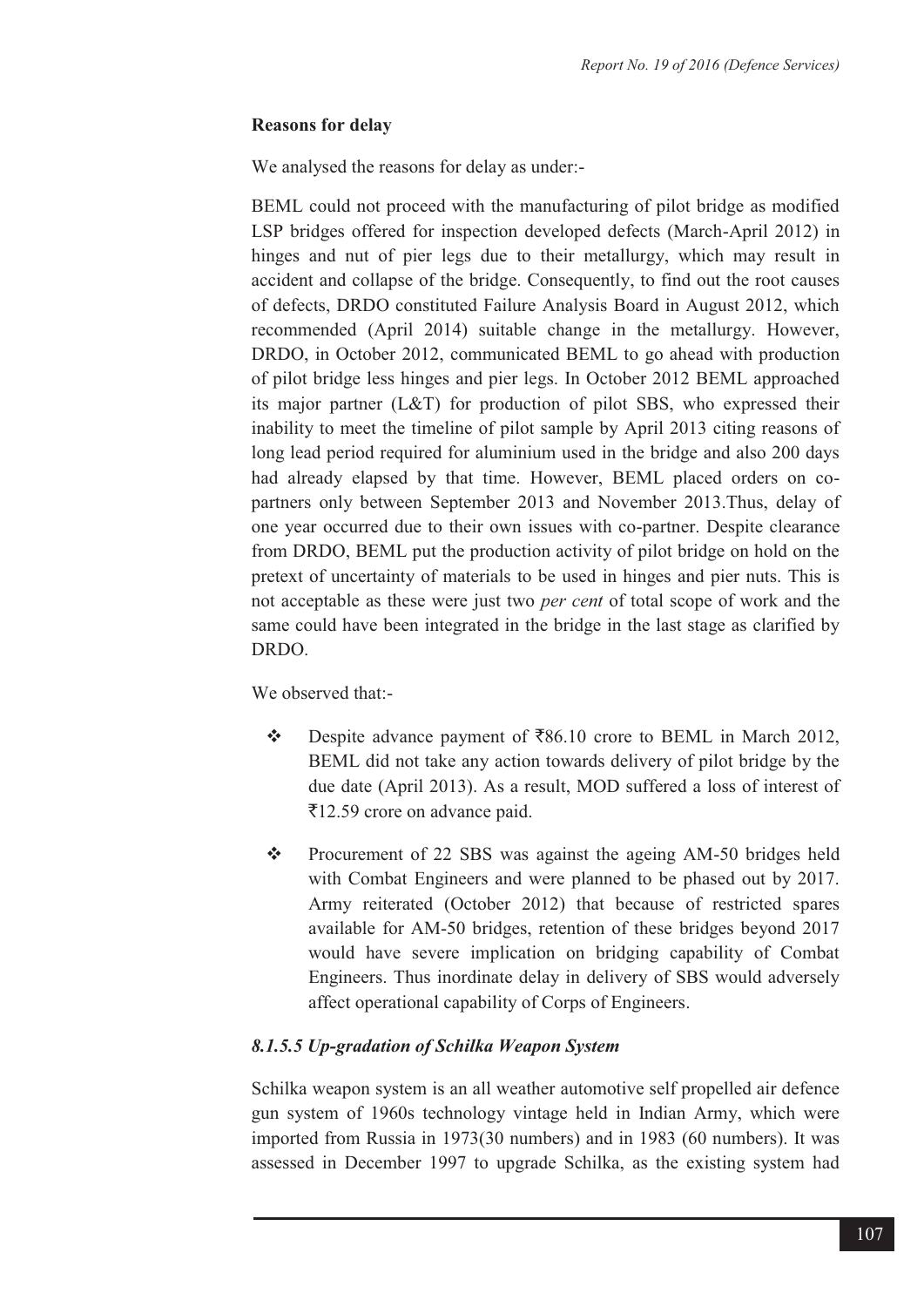**Reasons for delay**

We analysed the reasons for delay as under:-

BEML could not proceed with the manufacturing of pilot bridge as modified LSP bridges offered for inspection developed defects (March-April 2012) in hinges and nut of pier legs due to their metallurgy, which may result in accident and collapse of the bridge. Consequently, to find out the root causes of defects, DRDO constituted Failure Analysis Board in August 2012, which recommended (April 2014) suitable change in the metallurgy. However, DRDO, in October 2012, communicated BEML to go ahead with production of pilot bridge less hinges and pier legs. In October 2012 BEML approached its major partner (L&T) for production of pilot SBS, who expressed their inability to meet the timeline of pilot sample by April 2013 citing reasons of long lead period required for aluminium used in the bridge and also 200 days had already elapsed by that time. However, BEML placed orders on co-partners only between September 2013 and November 2013.Thus, delay of one year occurred due to their own issues with co-partner. Despite clearance from DRDO, BEML put the production activity of pilot bridge on hold on the pretext of uncertainty of materials to be used in hinges and pier nuts. This is not acceptable as these were just two *per cent* of total scope of work and the same could have been integrated in the bridge in the last stage as clarified by DRDO.

We observed that:-

- Despite advance payment of ₹86.10 crore to BEML in March 2012, BEML did not take any action towards delivery of pilot bridge by the due date (April 2013). As a result, MOD suffered a loss of interest of ₹12.59 crore on advance paid.
- Procurement of 22 SBS was against the ageing AM-50 bridges held with Combat Engineers and were planned to be phased out by 2017. Army reiterated (October 2012) that because of restricted spares available for AM-50 bridges, retention of these bridges beyond 2017 would have severe implication on bridging capability of Combat Engineers. Thus inordinate delay in delivery of SBS would adversely affect operational capability of Corps of Engineers.

### *8.1.5.5 Up-gradation of Schilka Weapon System*

Schilka weapon system is an all weather automotive self propelled air defence gun system of 1960s technology vintage held in Indian Army, which were imported from Russia in 1973(30 numbers) and in 1983 (60 numbers). It was assessed in December 1997 to upgrade Schilka, as the existing system had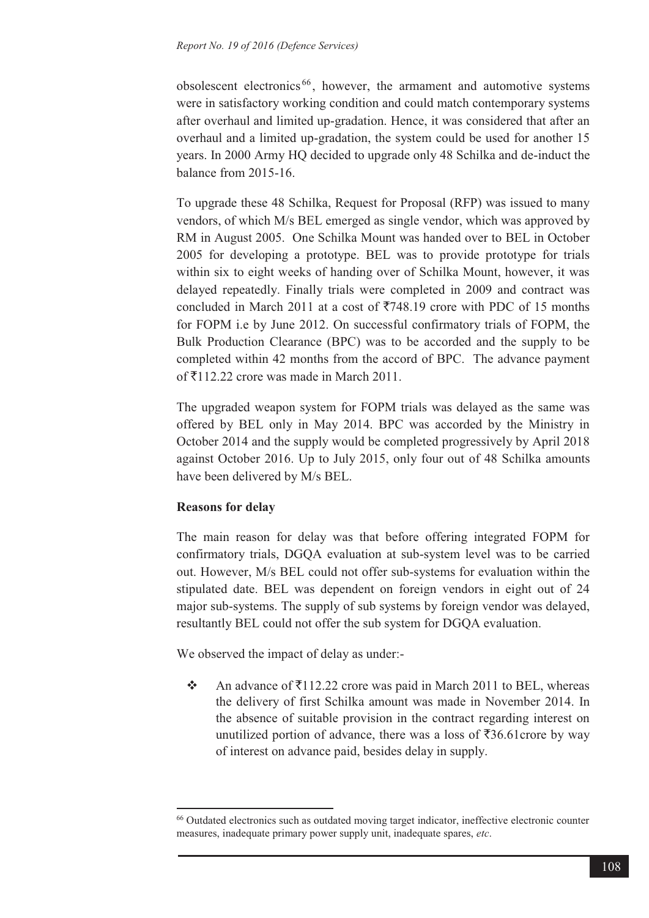obsolescent electronics[66], however, the armament and automotive systems were in satisfactory working condition and could match contemporary systems after overhaul and limited up-gradation. Hence, it was considered that after an overhaul and a limited up-gradation, the system could be used for another 15 years. In 2000 Army HQ decided to upgrade only 48 Schilka and de-induct the balance from 2015-16.

To upgrade these 48 Schilka, Request for Proposal (RFP) was issued to many vendors, of which M/s BEL emerged as single vendor, which was approved by RM in August 2005. One Schilka Mount was handed over to BEL in October 2005 for developing a prototype. BEL was to provide prototype for trials within six to eight weeks of handing over of Schilka Mount, however, it was delayed repeatedly. Finally trials were completed in 2009 and contract was concluded in March 2011 at a cost of ₹748.19 crore with PDC of 15 months for FOPM i.e by June 2012. On successful confirmatory trials of FOPM, the Bulk Production Clearance (BPC) was to be accorded and the supply to be completed within 42 months from the accord of BPC. The advance payment of ₹112.22 crore was made in March 2011.

The upgraded weapon system for FOPM trials was delayed as the same was offered by BEL only in May 2014. BPC was accorded by the Ministry in October 2014 and the supply would be completed progressively by April 2018 against October 2016. Up to July 2015, only four out of 48 Schilka amounts have been delivered by M/s BEL.

**Reasons for delay**

The main reason for delay was that before offering integrated FOPM for confirmatory trials, DGQA evaluation at sub-system level was to be carried out. However, M/s BEL could not offer sub-systems for evaluation within the stipulated date. BEL was dependent on foreign vendors in eight out of 24 major sub-systems. The supply of sub systems by foreign vendor was delayed, resultantly BEL could not offer the sub system for DGQA evaluation.

We observed the impact of delay as under:-

- An advance of ₹112.22 crore was paid in March 2011 to BEL, whereas the delivery of first Schilka amount was made in November 2014. In the absence of suitable provision in the contract regarding interest on unutilized portion of advance, there was a loss of ₹36.61crore by way of interest on advance paid, besides delay in supply.

---

[66] Outdated electronics such as outdated moving target indicator, ineffective electronic counter measures, inadequate primary power supply unit, inadequate spares, *etc*.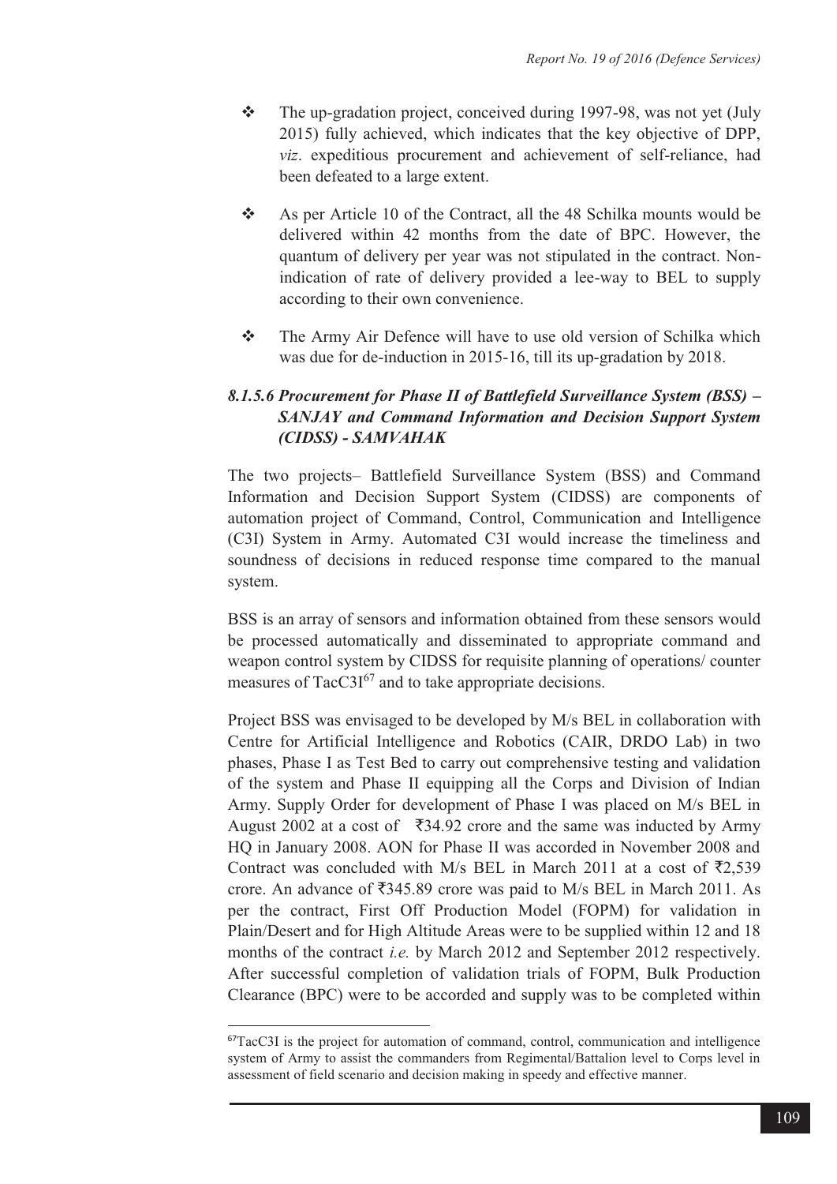- The up-gradation project, conceived during 1997-98, was not yet (July 2015) fully achieved, which indicates that the key objective of DPP, *viz*. expeditious procurement and achievement of self-reliance, had been defeated to a large extent.

- As per Article 10 of the Contract, all the 48 Schilka mounts would be delivered within 42 months from the date of BPC. However, the quantum of delivery per year was not stipulated in the contract. Non-indication of rate of delivery provided a lee-way to BEL to supply according to their own convenience.

- The Army Air Defence will have to use old version of Schilka which was due for de-induction in 2015-16, till its up-gradation by 2018.

### *8.1.5.6 Procurement for Phase II of Battlefield Surveillance System (BSS) – SANJAY and Command Information and Decision Support System (CIDSS) - SAMVAHAK*

The two projects– Battlefield Surveillance System (BSS) and Command Information and Decision Support System (CIDSS) are components of automation project of Command, Control, Communication and Intelligence (C3I) System in Army. Automated C3I would increase the timeliness and soundness of decisions in reduced response time compared to the manual system.

BSS is an array of sensors and information obtained from these sensors would be processed automatically and disseminated to appropriate command and weapon control system by CIDSS for requisite planning of operations/ counter measures of TacC3I[67] and to take appropriate decisions.

Project BSS was envisaged to be developed by M/s BEL in collaboration with Centre for Artificial Intelligence and Robotics (CAIR, DRDO Lab) in two phases, Phase I as Test Bed to carry out comprehensive testing and validation of the system and Phase II equipping all the Corps and Division of Indian Army. Supply Order for development of Phase I was placed on M/s BEL in August 2002 at a cost of ₹34.92 crore and the same was inducted by Army HQ in January 2008. AON for Phase II was accorded in November 2008 and Contract was concluded with M/s BEL in March 2011 at a cost of ₹2,539 crore. An advance of ₹345.89 crore was paid to M/s BEL in March 2011. As per the contract, First Off Production Model (FOPM) for validation in Plain/Desert and for High Altitude Areas were to be supplied within 12 and 18 months of the contract *i.e.* by March 2012 and September 2012 respectively. After successful completion of validation trials of FOPM, Bulk Production Clearance (BPC) were to be accorded and supply was to be completed within

[67] TacC3I is the project for automation of command, control, communication and intelligence system of Army to assist the commanders from Regimental/Battalion level to Corps level in assessment of field scenario and decision making in speedy and effective manner.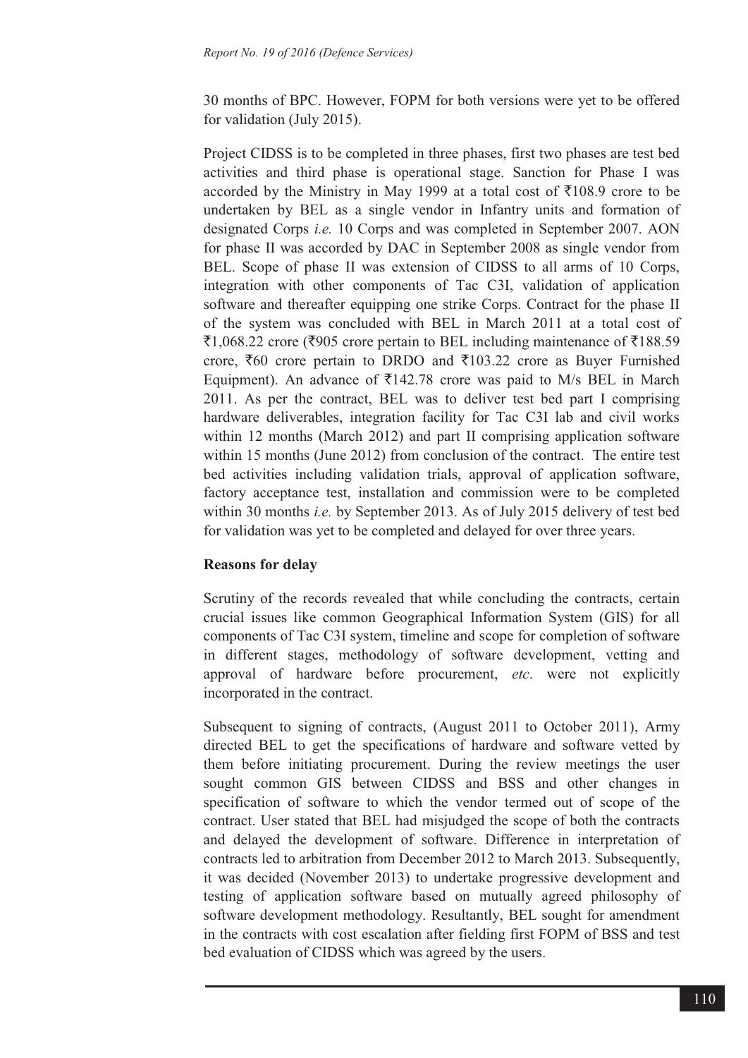30 months of BPC. However, FOPM for both versions were yet to be offered for validation (July 2015).

Project CIDSS is to be completed in three phases, first two phases are test bed activities and third phase is operational stage. Sanction for Phase I was accorded by the Ministry in May 1999 at a total cost of ₹108.9 crore to be undertaken by BEL as a single vendor in Infantry units and formation of designated Corps *i.e.* 10 Corps and was completed in September 2007. AON for phase II was accorded by DAC in September 2008 as single vendor from BEL. Scope of phase II was extension of CIDSS to all arms of 10 Corps, integration with other components of Tac C3I, validation of application software and thereafter equipping one strike Corps. Contract for the phase II of the system was concluded with BEL in March 2011 at a total cost of ₹1,068.22 crore (₹905 crore pertain to BEL including maintenance of ₹188.59 crore, ₹60 crore pertain to DRDO and ₹103.22 crore as Buyer Furnished Equipment). An advance of ₹142.78 crore was paid to M/s BEL in March 2011. As per the contract, BEL was to deliver test bed part I comprising hardware deliverables, integration facility for Tac C3I lab and civil works within 12 months (March 2012) and part II comprising application software within 15 months (June 2012) from conclusion of the contract. The entire test bed activities including validation trials, approval of application software, factory acceptance test, installation and commission were to be completed within 30 months *i.e.* by September 2013. As of July 2015 delivery of test bed for validation was yet to be completed and delayed for over three years.

**Reasons for delay**

Scrutiny of the records revealed that while concluding the contracts, certain crucial issues like common Geographical Information System (GIS) for all components of Tac C3I system, timeline and scope for completion of software in different stages, methodology of software development, vetting and approval of hardware before procurement, *etc*. were not explicitly incorporated in the contract.

Subsequent to signing of contracts, (August 2011 to October 2011), Army directed BEL to get the specifications of hardware and software vetted by them before initiating procurement. During the review meetings the user sought common GIS between CIDSS and BSS and other changes in specification of software to which the vendor termed out of scope of the contract. User stated that BEL had misjudged the scope of both the contracts and delayed the development of software. Difference in interpretation of contracts led to arbitration from December 2012 to March 2013. Subsequently, it was decided (November 2013) to undertake progressive development and testing of application software based on mutually agreed philosophy of software development methodology. Resultantly, BEL sought for amendment in the contracts with cost escalation after fielding first FOPM of BSS and test bed evaluation of CIDSS which was agreed by the users.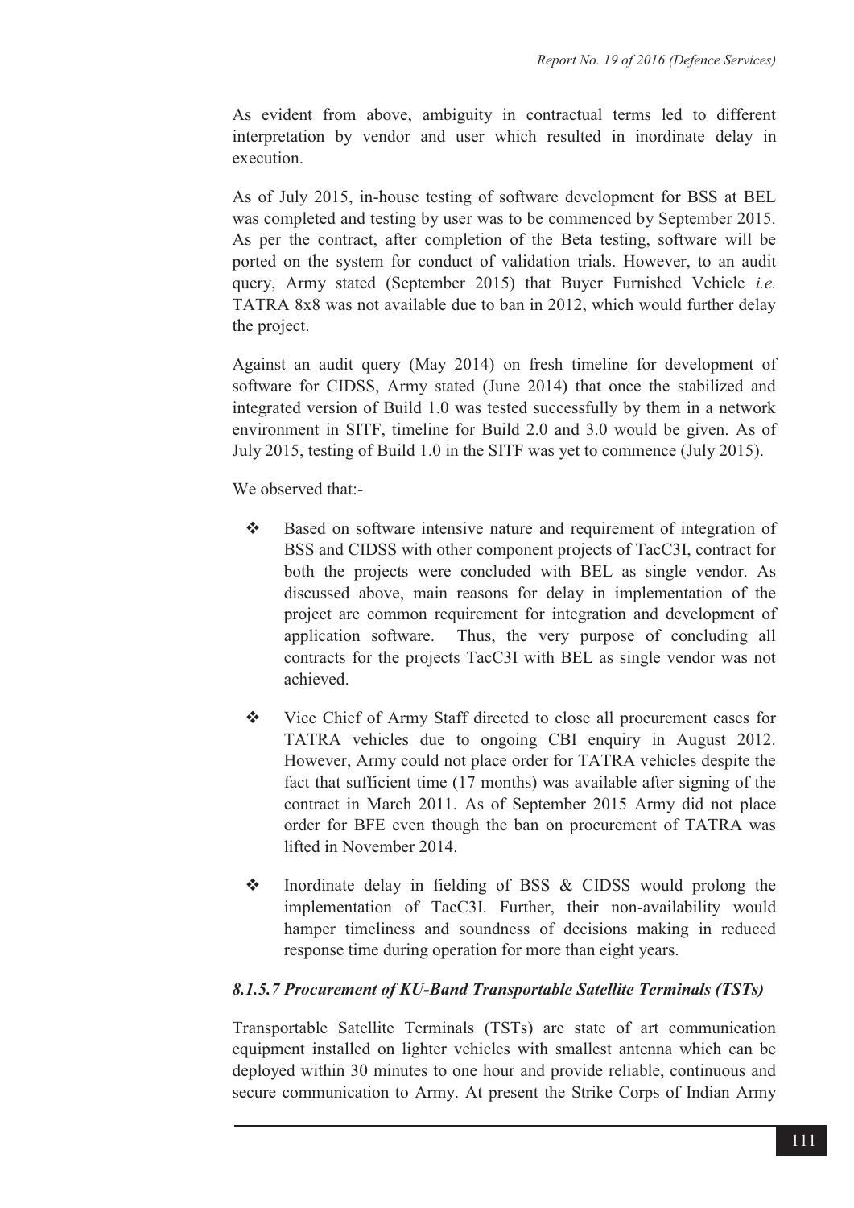As evident from above, ambiguity in contractual terms led to different interpretation by vendor and user which resulted in inordinate delay in execution.

As of July 2015, in-house testing of software development for BSS at BEL was completed and testing by user was to be commenced by September 2015. As per the contract, after completion of the Beta testing, software will be ported on the system for conduct of validation trials. However, to an audit query, Army stated (September 2015) that Buyer Furnished Vehicle *i.e.* TATRA 8x8 was not available due to ban in 2012, which would further delay the project.

Against an audit query (May 2014) on fresh timeline for development of software for CIDSS, Army stated (June 2014) that once the stabilized and integrated version of Build 1.0 was tested successfully by them in a network environment in SITF, timeline for Build 2.0 and 3.0 would be given. As of July 2015, testing of Build 1.0 in the SITF was yet to commence (July 2015).

We observed that:-

- Based on software intensive nature and requirement of integration of BSS and CIDSS with other component projects of TacC3I, contract for both the projects were concluded with BEL as single vendor. As discussed above, main reasons for delay in implementation of the project are common requirement for integration and development of application software. Thus, the very purpose of concluding all contracts for the projects TacC3I with BEL as single vendor was not achieved.

- Vice Chief of Army Staff directed to close all procurement cases for TATRA vehicles due to ongoing CBI enquiry in August 2012. However, Army could not place order for TATRA vehicles despite the fact that sufficient time (17 months) was available after signing of the contract in March 2011. As of September 2015 Army did not place order for BFE even though the ban on procurement of TATRA was lifted in November 2014.

- Inordinate delay in fielding of BSS & CIDSS would prolong the implementation of TacC3I. Further, their non-availability would hamper timeliness and soundness of decisions making in reduced response time during operation for more than eight years.

#### *8.1.5.7 Procurement of KU-Band Transportable Satellite Terminals (TSTs)*

Transportable Satellite Terminals (TSTs) are state of art communication equipment installed on lighter vehicles with smallest antenna which can be deployed within 30 minutes to one hour and provide reliable, continuous and secure communication to Army. At present the Strike Corps of Indian Army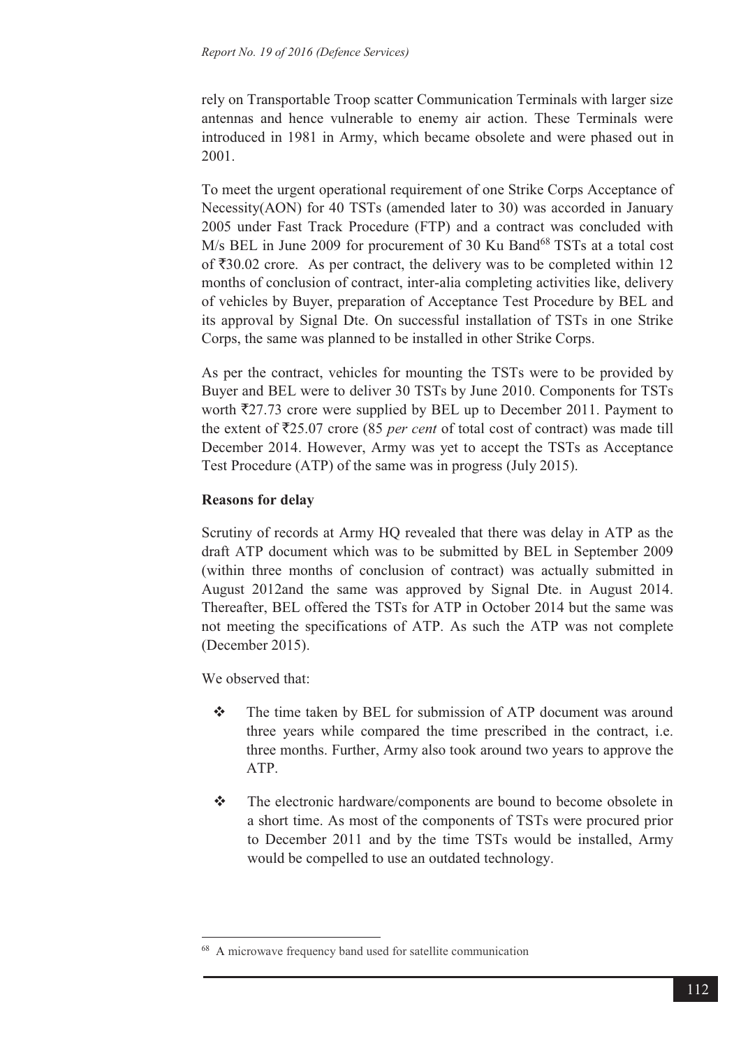rely on Transportable Troop scatter Communication Terminals with larger size antennas and hence vulnerable to enemy air action. These Terminals were introduced in 1981 in Army, which became obsolete and were phased out in 2001.

To meet the urgent operational requirement of one Strike Corps Acceptance of Necessity(AON) for 40 TSTs (amended later to 30) was accorded in January 2005 under Fast Track Procedure (FTP) and a contract was concluded with M/s BEL in June 2009 for procurement of 30 Ku Band[68] TSTs at a total cost of ₹30.02 crore. As per contract, the delivery was to be completed within 12 months of conclusion of contract, inter-alia completing activities like, delivery of vehicles by Buyer, preparation of Acceptance Test Procedure by BEL and its approval by Signal Dte. On successful installation of TSTs in one Strike Corps, the same was planned to be installed in other Strike Corps.

As per the contract, vehicles for mounting the TSTs were to be provided by Buyer and BEL were to deliver 30 TSTs by June 2010. Components for TSTs worth ₹27.73 crore were supplied by BEL up to December 2011. Payment to the extent of ₹25.07 crore (85 *per cent* of total cost of contract) was made till December 2014. However, Army was yet to accept the TSTs as Acceptance Test Procedure (ATP) of the same was in progress (July 2015).

**Reasons for delay**

Scrutiny of records at Army HQ revealed that there was delay in ATP as the draft ATP document which was to be submitted by BEL in September 2009 (within three months of conclusion of contract) was actually submitted in August 2012and the same was approved by Signal Dte. in August 2014. Thereafter, BEL offered the TSTs for ATP in October 2014 but the same was not meeting the specifications of ATP. As such the ATP was not complete (December 2015).

We observed that:

- The time taken by BEL for submission of ATP document was around three years while compared the time prescribed in the contract, i.e. three months. Further, Army also took around two years to approve the ATP.

- The electronic hardware/components are bound to become obsolete in a short time. As most of the components of TSTs were procured prior to December 2011 and by the time TSTs would be installed, Army would be compelled to use an outdated technology.

---

[68] A microwave frequency band used for satellite communication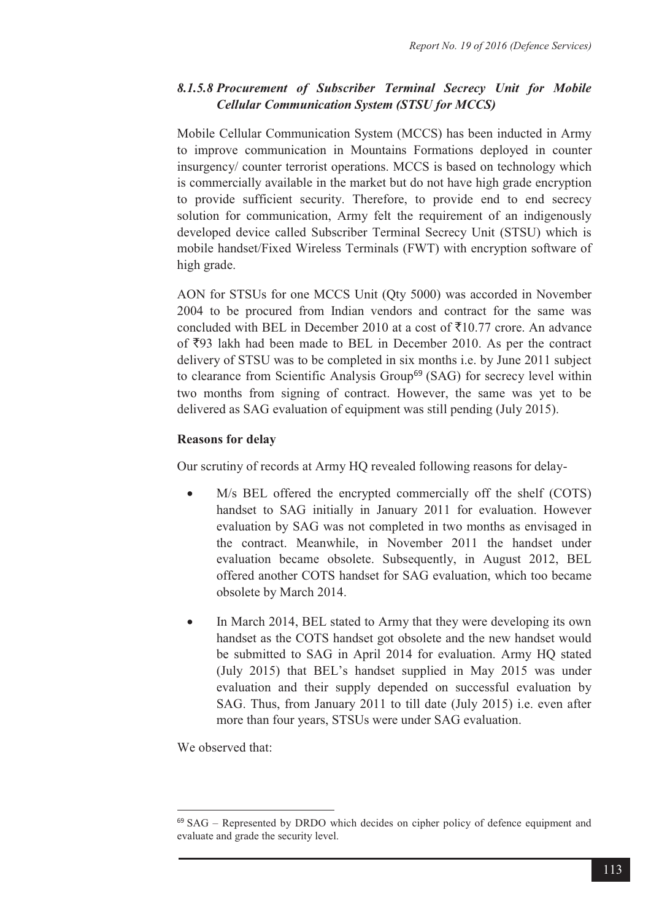### *8.1.5.8 Procurement of Subscriber Terminal Secrecy Unit for Mobile Cellular Communication System (STSU for MCCS)*

Mobile Cellular Communication System (MCCS) has been inducted in Army to improve communication in Mountains Formations deployed in counter insurgency/ counter terrorist operations. MCCS is based on technology which is commercially available in the market but do not have high grade encryption to provide sufficient security. Therefore, to provide end to end secrecy solution for communication, Army felt the requirement of an indigenously developed device called Subscriber Terminal Secrecy Unit (STSU) which is mobile handset/Fixed Wireless Terminals (FWT) with encryption software of high grade.

AON for STSUs for one MCCS Unit (Qty 5000) was accorded in November 2004 to be procured from Indian vendors and contract for the same was concluded with BEL in December 2010 at a cost of ₹10.77 crore. An advance of ₹93 lakh had been made to BEL in December 2010. As per the contract delivery of STSU was to be completed in six months i.e. by June 2011 subject to clearance from Scientific Analysis Group[69] (SAG) for secrecy level within two months from signing of contract. However, the same was yet to be delivered as SAG evaluation of equipment was still pending (July 2015).

**Reasons for delay**

Our scrutiny of records at Army HQ revealed following reasons for delay-

- M/s BEL offered the encrypted commercially off the shelf (COTS) handset to SAG initially in January 2011 for evaluation. However evaluation by SAG was not completed in two months as envisaged in the contract. Meanwhile, in November 2011 the handset under evaluation became obsolete. Subsequently, in August 2012, BEL offered another COTS handset for SAG evaluation, which too became obsolete by March 2014.
- In March 2014, BEL stated to Army that they were developing its own handset as the COTS handset got obsolete and the new handset would be submitted to SAG in April 2014 for evaluation. Army HQ stated (July 2015) that BEL's handset supplied in May 2015 was under evaluation and their supply depended on successful evaluation by SAG. Thus, from January 2011 to till date (July 2015) i.e. even after more than four years, STSUs were under SAG evaluation.

We observed that:

---

[69] SAG – Represented by DRDO which decides on cipher policy of defence equipment and evaluate and grade the security level.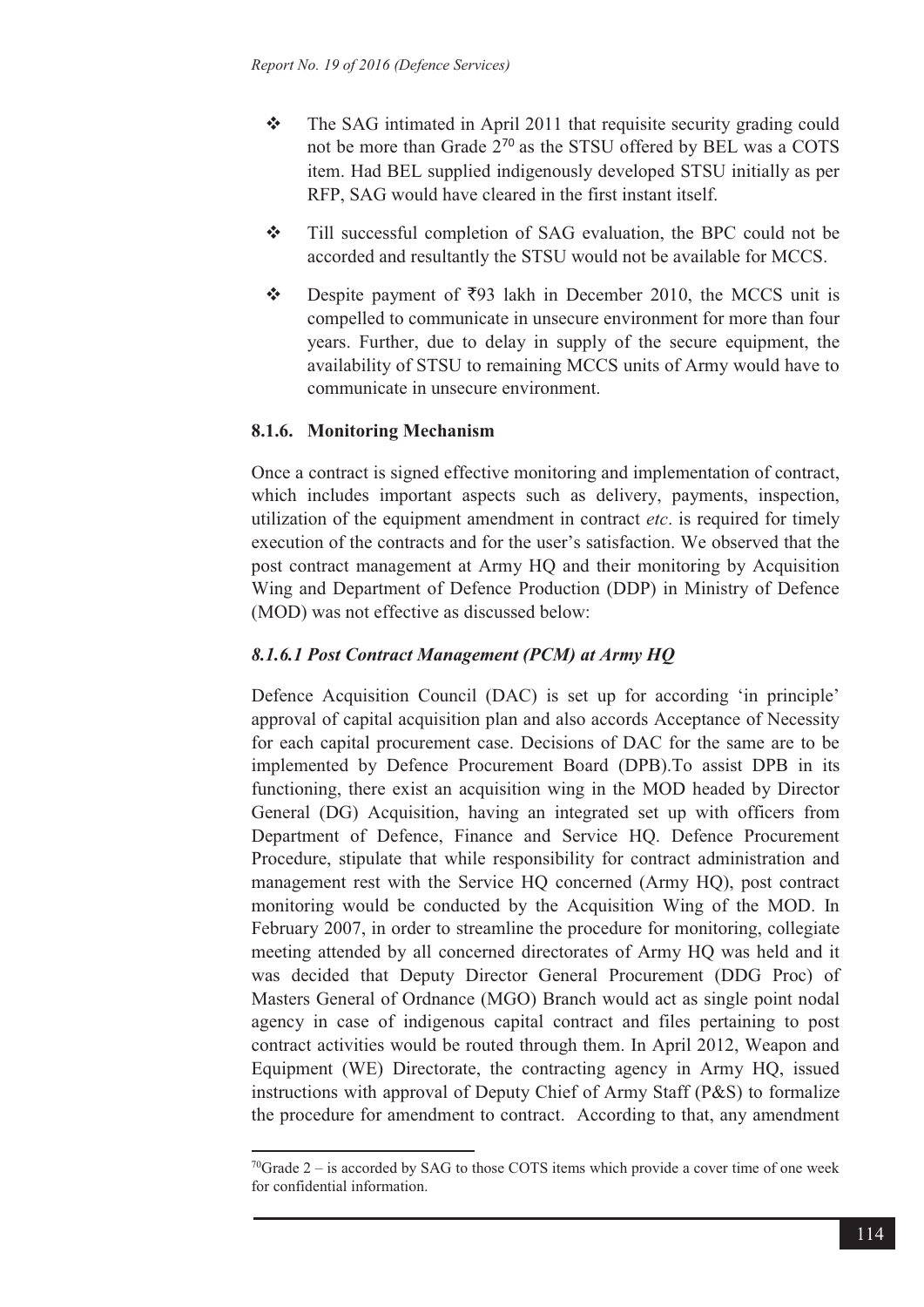- The SAG intimated in April 2011 that requisite security grading could not be more than Grade 2[70] as the STSU offered by BEL was a COTS item. Had BEL supplied indigenously developed STSU initially as per RFP, SAG would have cleared in the first instant itself.

- Till successful completion of SAG evaluation, the BPC could not be accorded and resultantly the STSU would not be available for MCCS.

- Despite payment of ₹93 lakh in December 2010, the MCCS unit is compelled to communicate in unsecure environment for more than four years. Further, due to delay in supply of the secure equipment, the availability of STSU to remaining MCCS units of Army would have to communicate in unsecure environment.

### 8.1.6. Monitoring Mechanism

Once a contract is signed effective monitoring and implementation of contract, which includes important aspects such as delivery, payments, inspection, utilization of the equipment amendment in contract *etc*. is required for timely execution of the contracts and for the user's satisfaction. We observed that the post contract management at Army HQ and their monitoring by Acquisition Wing and Department of Defence Production (DDP) in Ministry of Defence (MOD) was not effective as discussed below:

#### *8.1.6.1 Post Contract Management (PCM) at Army HQ*

Defence Acquisition Council (DAC) is set up for according 'in principle' approval of capital acquisition plan and also accords Acceptance of Necessity for each capital procurement case. Decisions of DAC for the same are to be implemented by Defence Procurement Board (DPB).To assist DPB in its functioning, there exist an acquisition wing in the MOD headed by Director General (DG) Acquisition, having an integrated set up with officers from Department of Defence, Finance and Service HQ. Defence Procurement Procedure, stipulate that while responsibility for contract administration and management rest with the Service HQ concerned (Army HQ), post contract monitoring would be conducted by the Acquisition Wing of the MOD. In February 2007, in order to streamline the procedure for monitoring, collegiate meeting attended by all concerned directorates of Army HQ was held and it was decided that Deputy Director General Procurement (DDG Proc) of Masters General of Ordnance (MGO) Branch would act as single point nodal agency in case of indigenous capital contract and files pertaining to post contract activities would be routed through them. In April 2012, Weapon and Equipment (WE) Directorate, the contracting agency in Army HQ, issued instructions with approval of Deputy Chief of Army Staff (P&S) to formalize the procedure for amendment to contract. According to that, any amendment

---

[70]Grade 2 – is accorded by SAG to those COTS items which provide a cover time of one week for confidential information.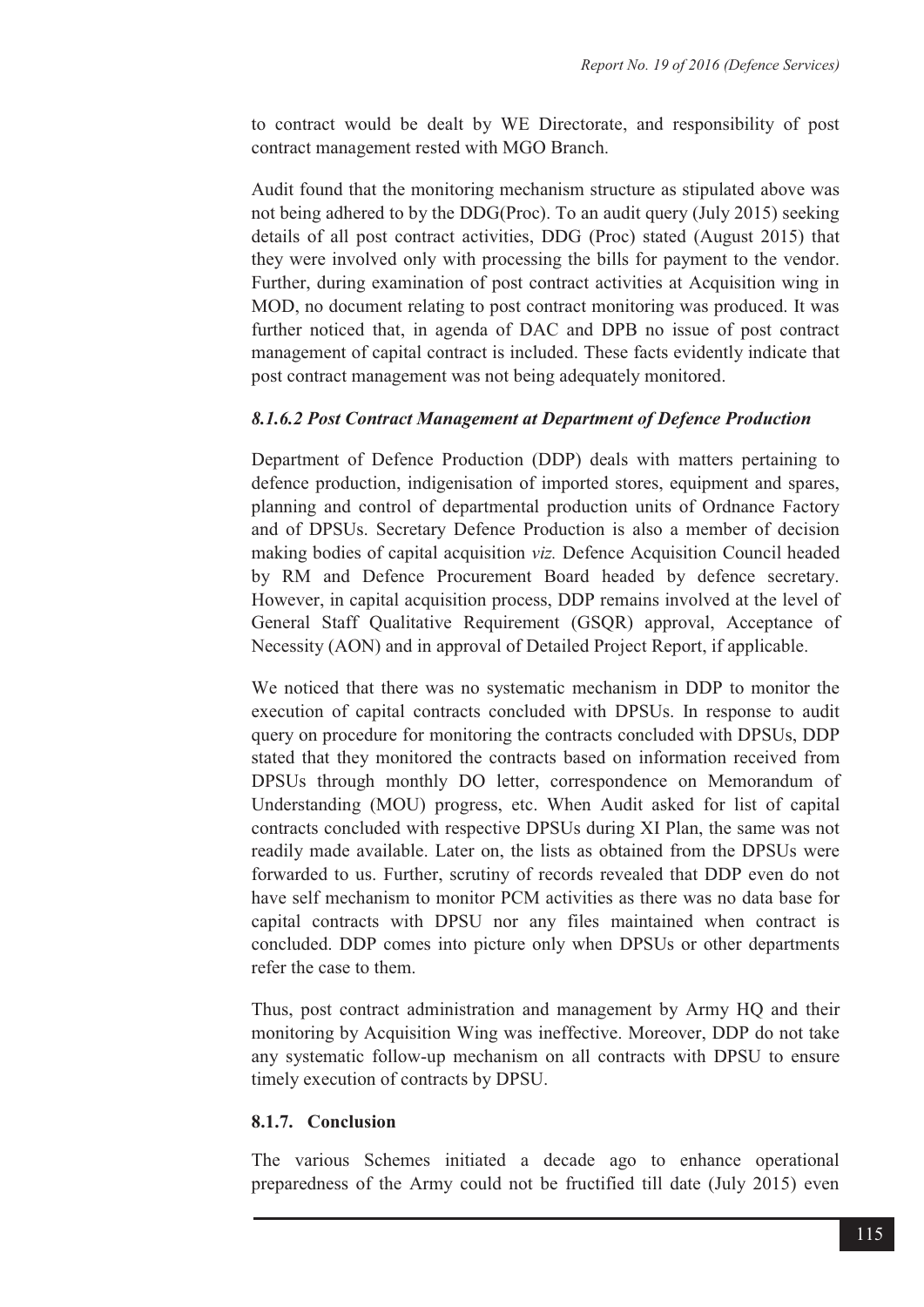to contract would be dealt by WE Directorate, and responsibility of post contract management rested with MGO Branch.

Audit found that the monitoring mechanism structure as stipulated above was not being adhered to by the DDG(Proc). To an audit query (July 2015) seeking details of all post contract activities, DDG (Proc) stated (August 2015) that they were involved only with processing the bills for payment to the vendor. Further, during examination of post contract activities at Acquisition wing in MOD, no document relating to post contract monitoring was produced. It was further noticed that, in agenda of DAC and DPB no issue of post contract management of capital contract is included. These facts evidently indicate that post contract management was not being adequately monitored.

#### *8.1.6.2 Post Contract Management at Department of Defence Production*

Department of Defence Production (DDP) deals with matters pertaining to defence production, indigenisation of imported stores, equipment and spares, planning and control of departmental production units of Ordnance Factory and of DPSUs. Secretary Defence Production is also a member of decision making bodies of capital acquisition *viz.* Defence Acquisition Council headed by RM and Defence Procurement Board headed by defence secretary. However, in capital acquisition process, DDP remains involved at the level of General Staff Qualitative Requirement (GSQR) approval, Acceptance of Necessity (AON) and in approval of Detailed Project Report, if applicable.

We noticed that there was no systematic mechanism in DDP to monitor the execution of capital contracts concluded with DPSUs. In response to audit query on procedure for monitoring the contracts concluded with DPSUs, DDP stated that they monitored the contracts based on information received from DPSUs through monthly DO letter, correspondence on Memorandum of Understanding (MOU) progress, etc. When Audit asked for list of capital contracts concluded with respective DPSUs during XI Plan, the same was not readily made available. Later on, the lists as obtained from the DPSUs were forwarded to us. Further, scrutiny of records revealed that DDP even do not have self mechanism to monitor PCM activities as there was no data base for capital contracts with DPSU nor any files maintained when contract is concluded. DDP comes into picture only when DPSUs or other departments refer the case to them.

Thus, post contract administration and management by Army HQ and their monitoring by Acquisition Wing was ineffective. Moreover, DDP do not take any systematic follow-up mechanism on all contracts with DPSU to ensure timely execution of contracts by DPSU.

### 8.1.7. Conclusion

The various Schemes initiated a decade ago to enhance operational preparedness of the Army could not be fructified till date (July 2015) even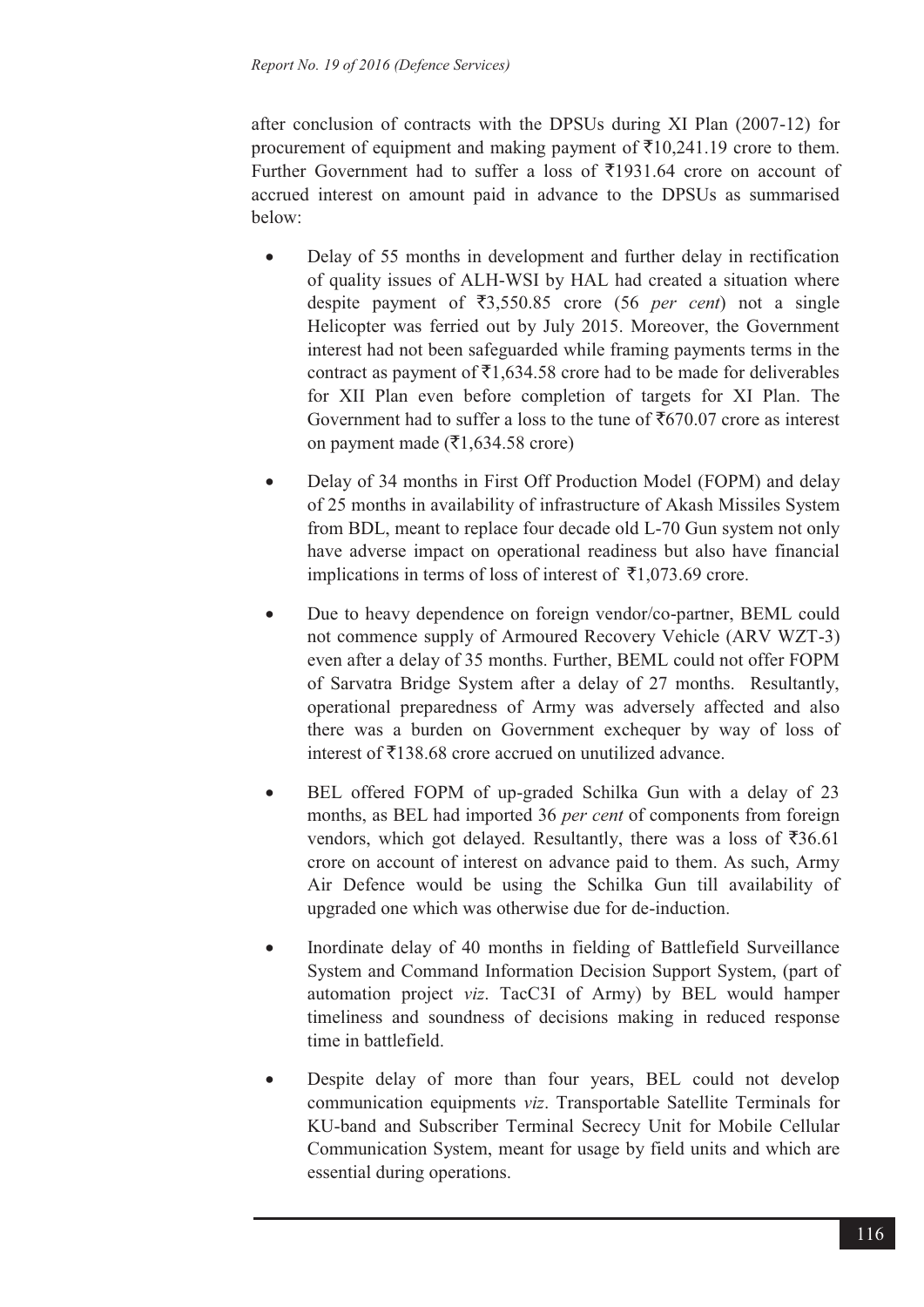after conclusion of contracts with the DPSUs during XI Plan (2007-12) for procurement of equipment and making payment of ₹10,241.19 crore to them. Further Government had to suffer a loss of ₹1931.64 crore on account of accrued interest on amount paid in advance to the DPSUs as summarised below:

- Delay of 55 months in development and further delay in rectification of quality issues of ALH-WSI by HAL had created a situation where despite payment of ₹3,550.85 crore (56 *per cent*) not a single Helicopter was ferried out by July 2015. Moreover, the Government interest had not been safeguarded while framing payments terms in the contract as payment of ₹1,634.58 crore had to be made for deliverables for XII Plan even before completion of targets for XI Plan. The Government had to suffer a loss to the tune of ₹670.07 crore as interest on payment made (₹1,634.58 crore)

- Delay of 34 months in First Off Production Model (FOPM) and delay of 25 months in availability of infrastructure of Akash Missiles System from BDL, meant to replace four decade old L-70 Gun system not only have adverse impact on operational readiness but also have financial implications in terms of loss of interest of ₹1,073.69 crore.

- Due to heavy dependence on foreign vendor/co-partner, BEML could not commence supply of Armoured Recovery Vehicle (ARV WZT-3) even after a delay of 35 months. Further, BEML could not offer FOPM of Sarvatra Bridge System after a delay of 27 months. Resultantly, operational preparedness of Army was adversely affected and also there was a burden on Government exchequer by way of loss of interest of ₹138.68 crore accrued on unutilized advance.

- BEL offered FOPM of up-graded Schilka Gun with a delay of 23 months, as BEL had imported 36 *per cent* of components from foreign vendors, which got delayed. Resultantly, there was a loss of ₹36.61 crore on account of interest on advance paid to them. As such, Army Air Defence would be using the Schilka Gun till availability of upgraded one which was otherwise due for de-induction.

- Inordinate delay of 40 months in fielding of Battlefield Surveillance System and Command Information Decision Support System, (part of automation project *viz*. TacC3I of Army) by BEL would hamper timeliness and soundness of decisions making in reduced response time in battlefield.

- Despite delay of more than four years, BEL could not develop communication equipments *viz*. Transportable Satellite Terminals for KU-band and Subscriber Terminal Secrecy Unit for Mobile Cellular Communication System, meant for usage by field units and which are essential during operations.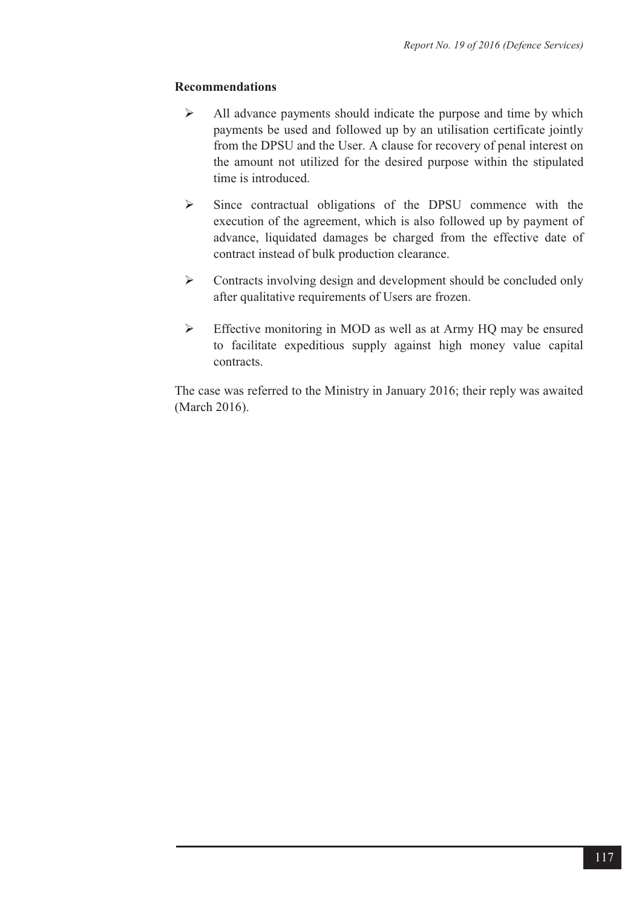**Recommendations**

- All advance payments should indicate the purpose and time by which payments be used and followed up by an utilisation certificate jointly from the DPSU and the User. A clause for recovery of penal interest on the amount not utilized for the desired purpose within the stipulated time is introduced.
- Since contractual obligations of the DPSU commence with the execution of the agreement, which is also followed up by payment of advance, liquidated damages be charged from the effective date of contract instead of bulk production clearance.
- Contracts involving design and development should be concluded only after qualitative requirements of Users are frozen.
- Effective monitoring in MOD as well as at Army HQ may be ensured to facilitate expeditious supply against high money value capital contracts.

The case was referred to the Ministry in January 2016; their reply was awaited (March 2016).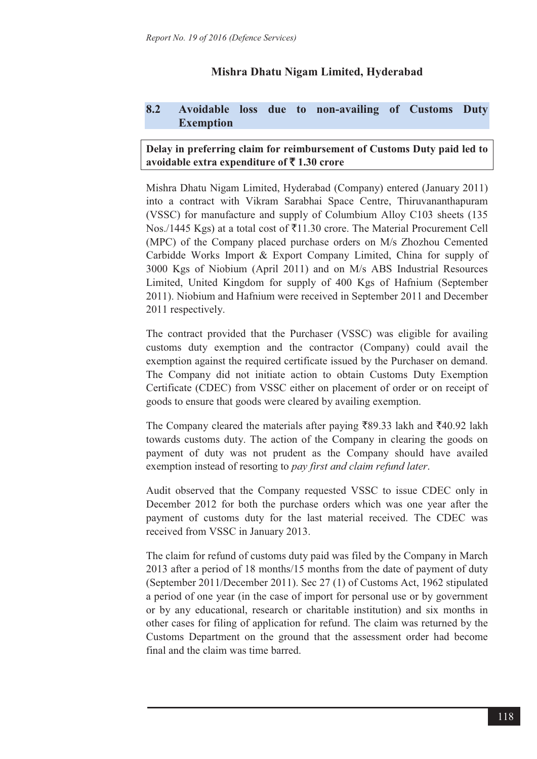## Mishra Dhatu Nigam Limited, Hyderabad

### 8.2 Avoidable loss due to non-availing of Customs Duty Exemption

**Delay in preferring claim for reimbursement of Customs Duty paid led to avoidable extra expenditure of ₹ 1.30 crore**

Mishra Dhatu Nigam Limited, Hyderabad (Company) entered (January 2011) into a contract with Vikram Sarabhai Space Centre, Thiruvananthapuram (VSSC) for manufacture and supply of Columbium Alloy C103 sheets (135 Nos./1445 Kgs) at a total cost of ₹11.30 crore. The Material Procurement Cell (MPC) of the Company placed purchase orders on M/s Zhozhou Cemented Carbidde Works Import & Export Company Limited, China for supply of 3000 Kgs of Niobium (April 2011) and on M/s ABS Industrial Resources Limited, United Kingdom for supply of 400 Kgs of Hafnium (September 2011). Niobium and Hafnium were received in September 2011 and December 2011 respectively.

The contract provided that the Purchaser (VSSC) was eligible for availing customs duty exemption and the contractor (Company) could avail the exemption against the required certificate issued by the Purchaser on demand. The Company did not initiate action to obtain Customs Duty Exemption Certificate (CDEC) from VSSC either on placement of order or on receipt of goods to ensure that goods were cleared by availing exemption.

The Company cleared the materials after paying ₹89.33 lakh and ₹40.92 lakh towards customs duty. The action of the Company in clearing the goods on payment of duty was not prudent as the Company should have availed exemption instead of resorting to *pay first and claim refund later*.

Audit observed that the Company requested VSSC to issue CDEC only in December 2012 for both the purchase orders which was one year after the payment of customs duty for the last material received. The CDEC was received from VSSC in January 2013.

The claim for refund of customs duty paid was filed by the Company in March 2013 after a period of 18 months/15 months from the date of payment of duty (September 2011/December 2011). Sec 27 (1) of Customs Act, 1962 stipulated a period of one year (in the case of import for personal use or by government or by any educational, research or charitable institution) and six months in other cases for filing of application for refund. The claim was returned by the Customs Department on the ground that the assessment order had become final and the claim was time barred.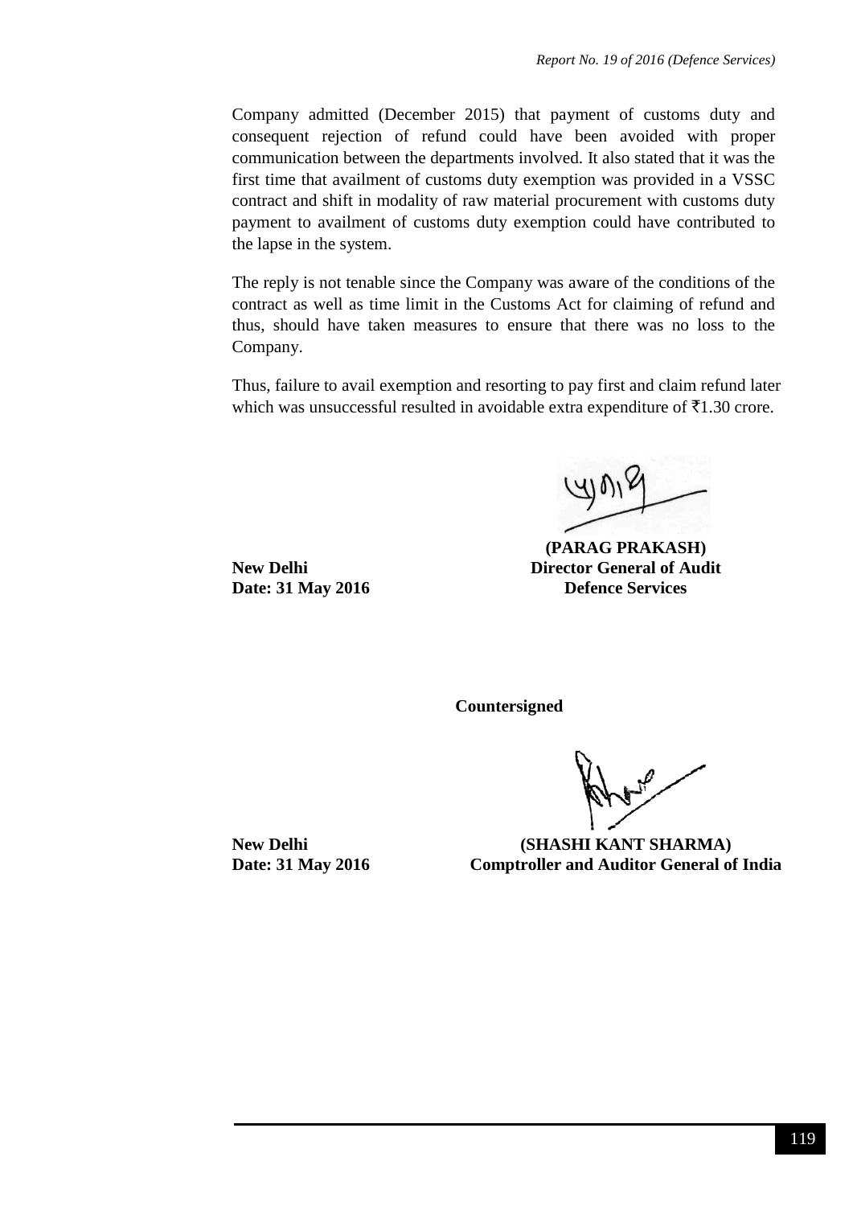Company admitted (December 2015) that payment of customs duty and consequent rejection of refund could have been avoided with proper communication between the departments involved. It also stated that it was the first time that availment of customs duty exemption was provided in a VSSC contract and shift in modality of raw material procurement with customs duty payment to availment of customs duty exemption could have contributed to the lapse in the system.

The reply is not tenable since the Company was aware of the conditions of the contract as well as time limit in the Customs Act for claiming of refund and thus, should have taken measures to ensure that there was no loss to the Company.

Thus, failure to avail exemption and resorting to pay first and claim refund later which was unsuccessful resulted in avoidable extra expenditure of ₹1.30 crore.

**(PARAG PRAKASH)**
**Director General of Audit**
**Defence Services**

**New Delhi**
**Date: 31 May 2016**

**Countersigned**

**(SHASHI KANT SHARMA)**
**Comptroller and Auditor General of India**

**New Delhi**
**Date: 31 May 2016**